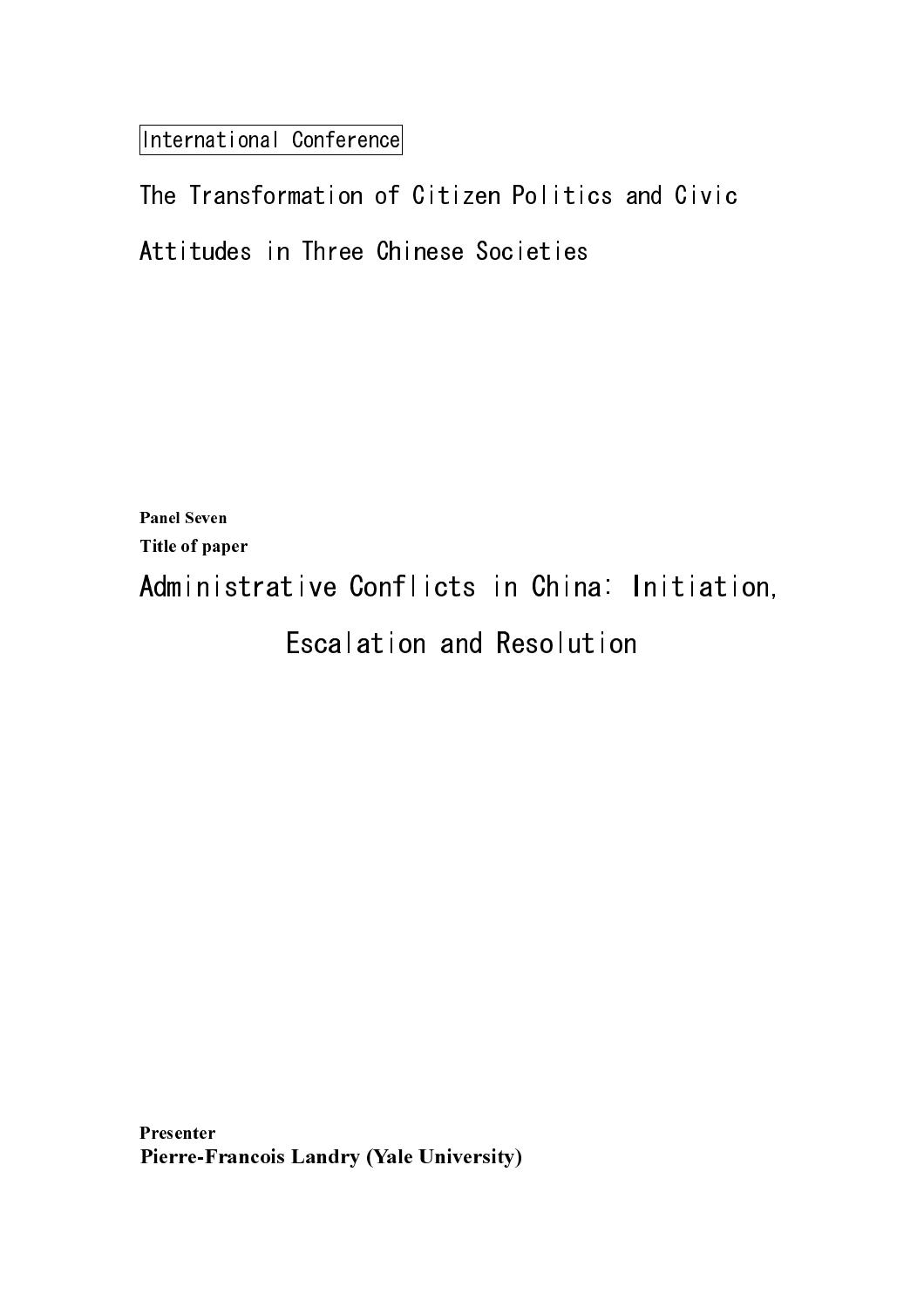International Conference

# The Transformation of Citizen Politics and Civic Attitudes in Three Chinese Societies

**Panel Seven**

**Title of paper**

## Administrative Conflicts in China: Initiation, Escalation and Resolution

**Presenter**

**Pierre-Francois Landry (Yale University)**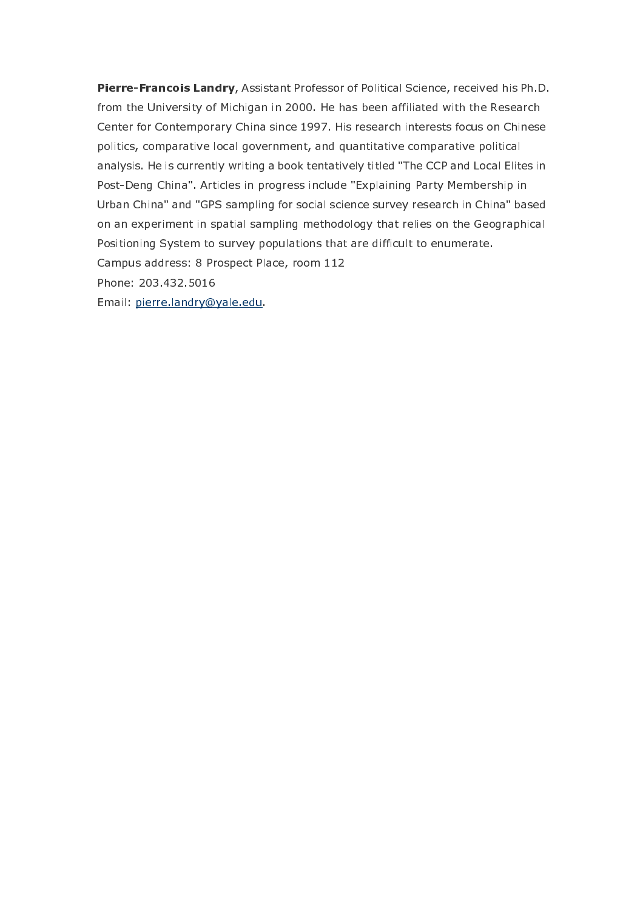**Pierre-Francois Landry**, Assistant Professor of Political Science, received his Ph.D. from the University of Michigan in 2000. He has been affiliated with the Research Center for Contemporary China since 1997. His research interests focus on Chinese politics, comparative local government, and quantitative comparative political analysis. He is currently writing a book tentatively titled "The CCP and Local Elites in Post-Deng China". Articles in progress include "Explaining Party Membership in Urban China" and "GPS sampling for social science survey research in China" based on an experiment in spatial sampling methodology that relies on the Geographical Positioning System to survey populations that are difficult to enumerate.

Campus address: 8 Prospect Place, room 112

Phone: 203.432.5016

Email: pierre.landry@yale.edu.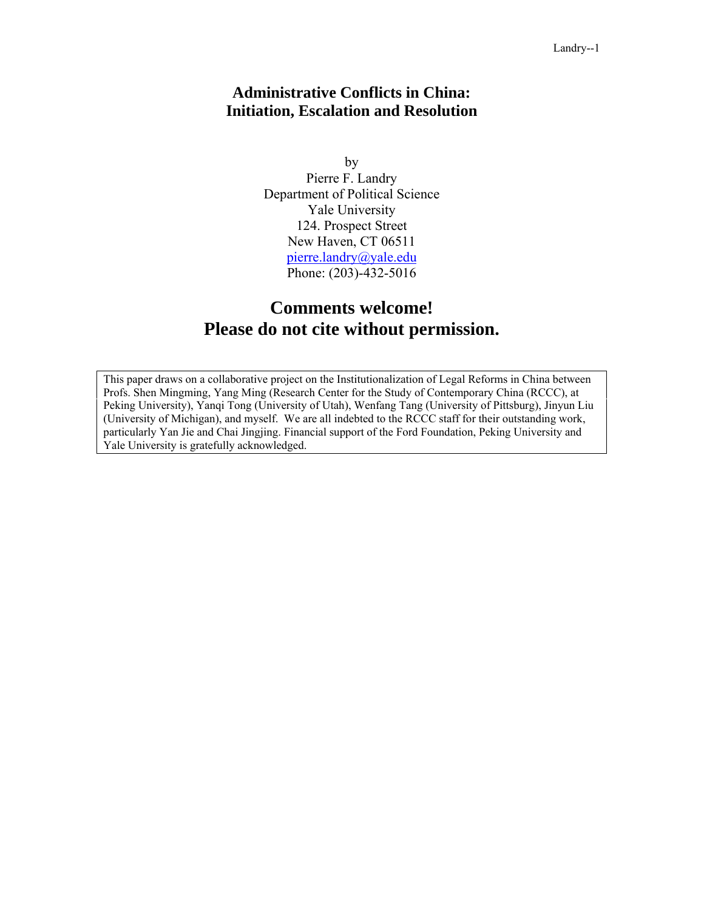# Administrative Conflicts in China: Initiation, Escalation and Resolution

by
Pierre F. Landry
Department of Political Science
Yale University
124. Prospect Street
New Haven, CT 06511
pierre.landry@yale.edu
Phone: (203)-432-5016

## Comments welcome!
## Please do not cite without permission.

This paper draws on a collaborative project on the Institutionalization of Legal Reforms in China between Profs. Shen Mingming, Yang Ming (Research Center for the Study of Contemporary China (RCCC), at Peking University), Yanqi Tong (University of Utah), Wenfang Tang (University of Pittsburg), Jinyun Liu (University of Michigan), and myself. We are all indebted to the RCCC staff for their outstanding work, particularly Yan Jie and Chai Jingjing. Financial support of the Ford Foundation, Peking University and Yale University is gratefully acknowledged.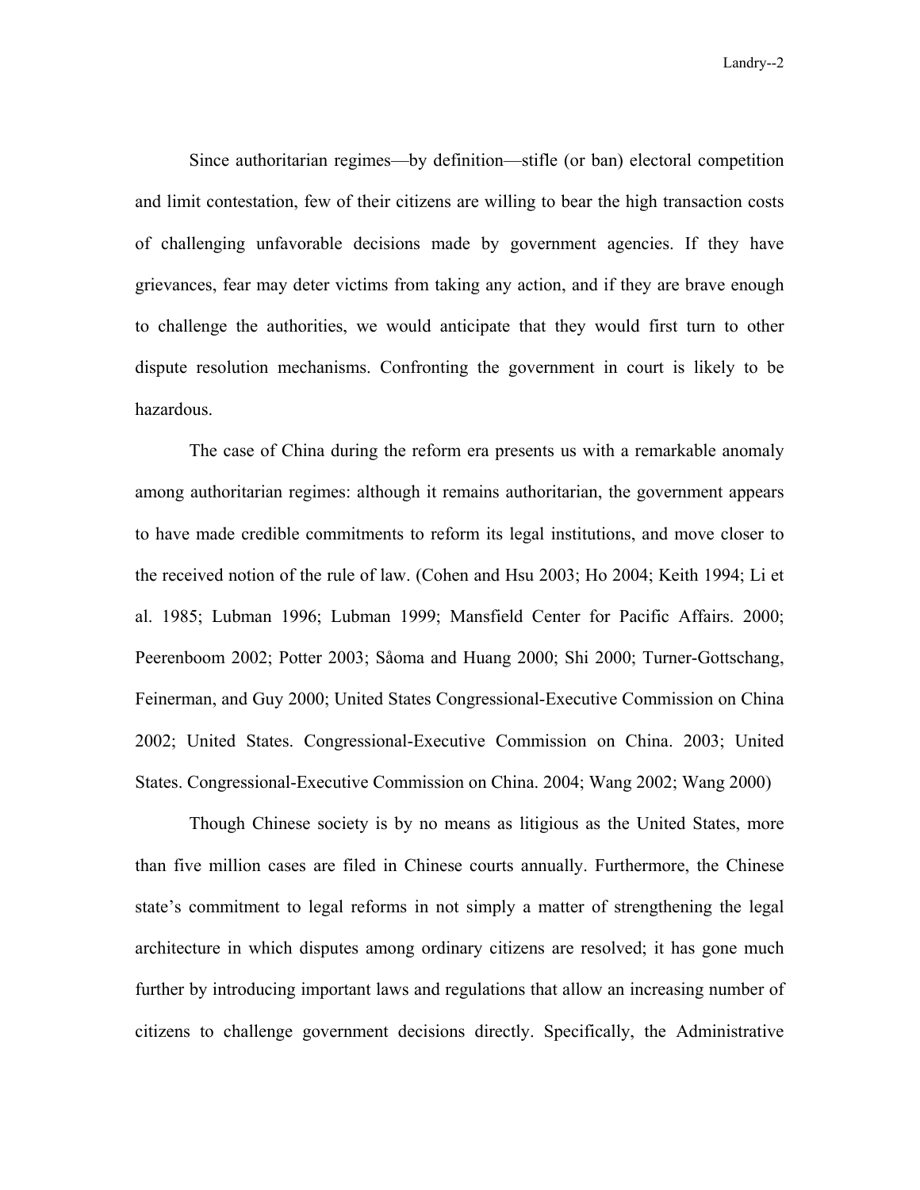Since authoritarian regimes—by definition—stifle (or ban) electoral competition and limit contestation, few of their citizens are willing to bear the high transaction costs of challenging unfavorable decisions made by government agencies. If they have grievances, fear may deter victims from taking any action, and if they are brave enough to challenge the authorities, we would anticipate that they would first turn to other dispute resolution mechanisms. Confronting the government in court is likely to be hazardous.

The case of China during the reform era presents us with a remarkable anomaly among authoritarian regimes: although it remains authoritarian, the government appears to have made credible commitments to reform its legal institutions, and move closer to the received notion of the rule of law. (Cohen and Hsu 2003; Ho 2004; Keith 1994; Li et al. 1985; Lubman 1996; Lubman 1999; Mansfield Center for Pacific Affairs. 2000; Peerenboom 2002; Potter 2003; Såoma and Huang 2000; Shi 2000; Turner-Gottschang, Feinerman, and Guy 2000; United States Congressional-Executive Commission on China 2002; United States. Congressional-Executive Commission on China. 2003; United States. Congressional-Executive Commission on China. 2004; Wang 2002; Wang 2000)

Though Chinese society is by no means as litigious as the United States, more than five million cases are filed in Chinese courts annually. Furthermore, the Chinese state's commitment to legal reforms in not simply a matter of strengthening the legal architecture in which disputes among ordinary citizens are resolved; it has gone much further by introducing important laws and regulations that allow an increasing number of citizens to challenge government decisions directly. Specifically, the Administrative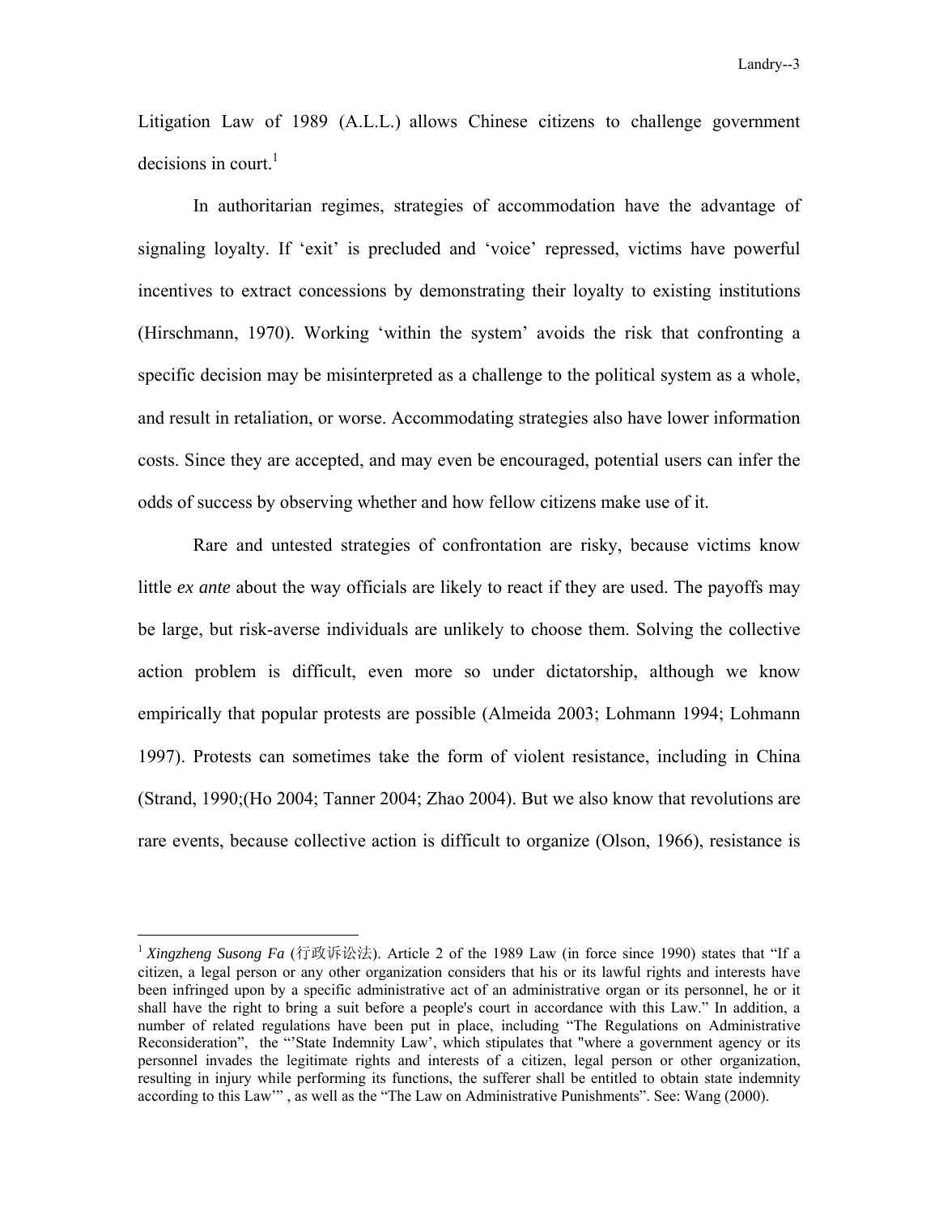Litigation Law of 1989 (A.L.L.) allows Chinese citizens to challenge government decisions in court.[1]

In authoritarian regimes, strategies of accommodation have the advantage of signaling loyalty. If 'exit' is precluded and 'voice' repressed, victims have powerful incentives to extract concessions by demonstrating their loyalty to existing institutions (Hirschmann, 1970). Working 'within the system' avoids the risk that confronting a specific decision may be misinterpreted as a challenge to the political system as a whole, and result in retaliation, or worse. Accommodating strategies also have lower information costs. Since they are accepted, and may even be encouraged, potential users can infer the odds of success by observing whether and how fellow citizens make use of it.

Rare and untested strategies of confrontation are risky, because victims know little *ex ante* about the way officials are likely to react if they are used. The payoffs may be large, but risk-averse individuals are unlikely to choose them. Solving the collective action problem is difficult, even more so under dictatorship, although we know empirically that popular protests are possible (Almeida 2003; Lohmann 1994; Lohmann 1997). Protests can sometimes take the form of violent resistance, including in China (Strand, 1990;(Ho 2004; Tanner 2004; Zhao 2004). But we also know that revolutions are rare events, because collective action is difficult to organize (Olson, 1966), resistance is

---

[1] *Xingzheng Susong Fa* (行政诉讼法). Article 2 of the 1989 Law (in force since 1990) states that "If a citizen, a legal person or any other organization considers that his or its lawful rights and interests have been infringed upon by a specific administrative act of an administrative organ or its personnel, he or it shall have the right to bring a suit before a people's court in accordance with this Law." In addition, a number of related regulations have been put in place, including "The Regulations on Administrative Reconsideration", the "'State Indemnity Law', which stipulates that "where a government agency or its personnel invades the legitimate rights and interests of a citizen, legal person or other organization, resulting in injury while performing its functions, the sufferer shall be entitled to obtain state indemnity according to this Law'" , as well as the "The Law on Administrative Punishments". See: Wang (2000).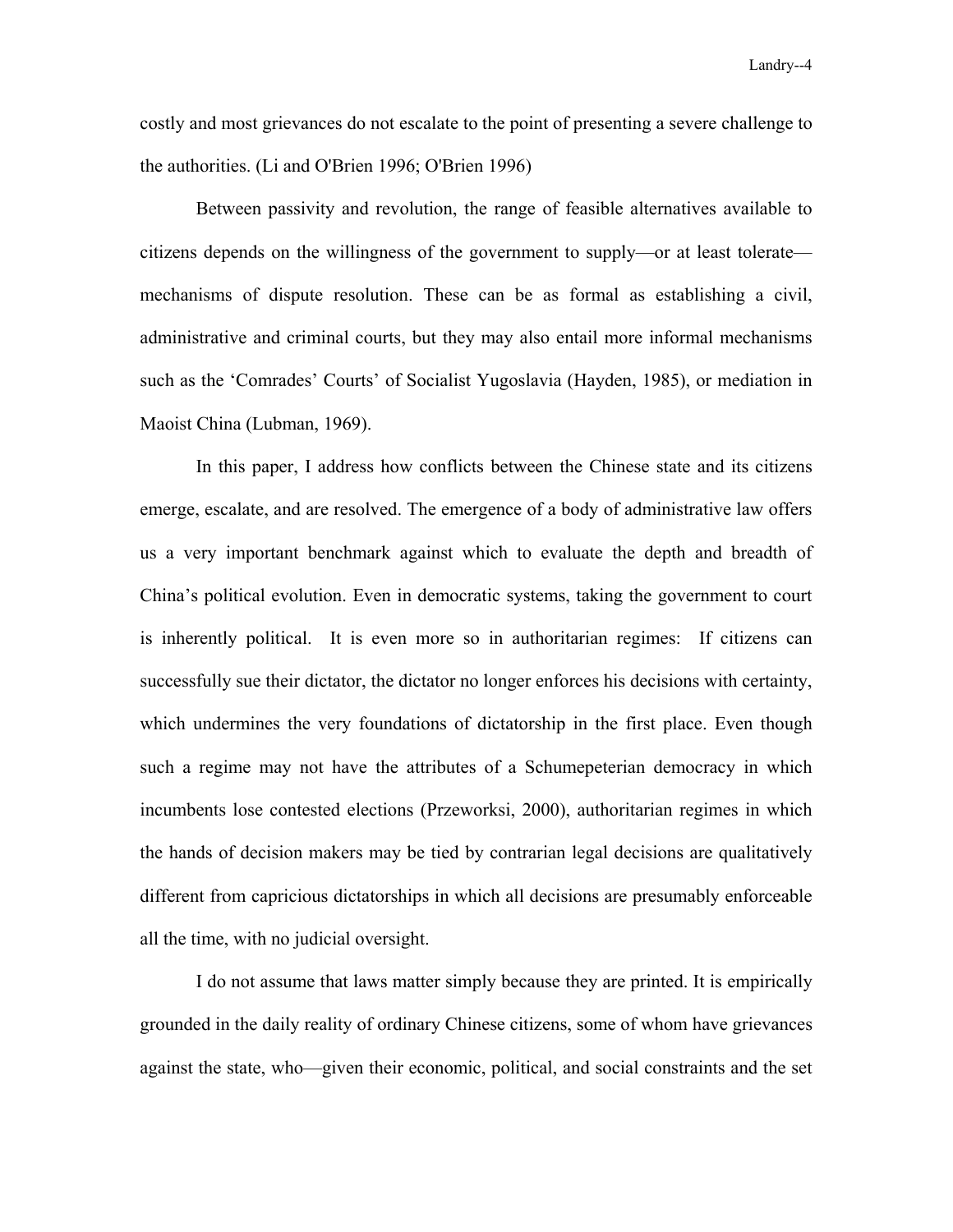costly and most grievances do not escalate to the point of presenting a severe challenge to the authorities. (Li and O'Brien 1996; O'Brien 1996)

Between passivity and revolution, the range of feasible alternatives available to citizens depends on the willingness of the government to supply—or at least tolerate—mechanisms of dispute resolution. These can be as formal as establishing a civil, administrative and criminal courts, but they may also entail more informal mechanisms such as the 'Comrades' Courts' of Socialist Yugoslavia (Hayden, 1985), or mediation in Maoist China (Lubman, 1969).

In this paper, I address how conflicts between the Chinese state and its citizens emerge, escalate, and are resolved. The emergence of a body of administrative law offers us a very important benchmark against which to evaluate the depth and breadth of China's political evolution. Even in democratic systems, taking the government to court is inherently political. It is even more so in authoritarian regimes: If citizens can successfully sue their dictator, the dictator no longer enforces his decisions with certainty, which undermines the very foundations of dictatorship in the first place. Even though such a regime may not have the attributes of a Schumepeterian democracy in which incumbents lose contested elections (Przeworksi, 2000), authoritarian regimes in which the hands of decision makers may be tied by contrarian legal decisions are qualitatively different from capricious dictatorships in which all decisions are presumably enforceable all the time, with no judicial oversight.

I do not assume that laws matter simply because they are printed. It is empirically grounded in the daily reality of ordinary Chinese citizens, some of whom have grievances against the state, who—given their economic, political, and social constraints and the set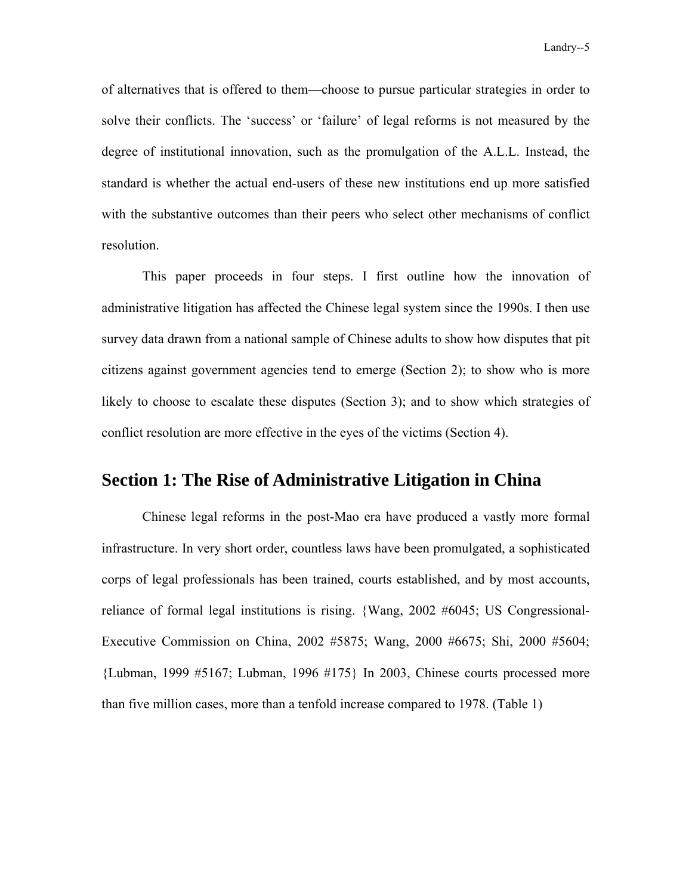of alternatives that is offered to them—choose to pursue particular strategies in order to solve their conflicts. The 'success' or 'failure' of legal reforms is not measured by the degree of institutional innovation, such as the promulgation of the A.L.L. Instead, the standard is whether the actual end-users of these new institutions end up more satisfied with the substantive outcomes than their peers who select other mechanisms of conflict resolution.

This paper proceeds in four steps. I first outline how the innovation of administrative litigation has affected the Chinese legal system since the 1990s. I then use survey data drawn from a national sample of Chinese adults to show how disputes that pit citizens against government agencies tend to emerge (Section 2); to show who is more likely to choose to escalate these disputes (Section 3); and to show which strategies of conflict resolution are more effective in the eyes of the victims (Section 4).

## Section 1: The Rise of Administrative Litigation in China

Chinese legal reforms in the post-Mao era have produced a vastly more formal infrastructure. In very short order, countless laws have been promulgated, a sophisticated corps of legal professionals has been trained, courts established, and by most accounts, reliance of formal legal institutions is rising. {Wang, 2002 #6045; US Congressional-Executive Commission on China, 2002 #5875; Wang, 2000 #6675; Shi, 2000 #5604; {Lubman, 1999 #5167; Lubman, 1996 #175} In 2003, Chinese courts processed more than five million cases, more than a tenfold increase compared to 1978. (Table 1)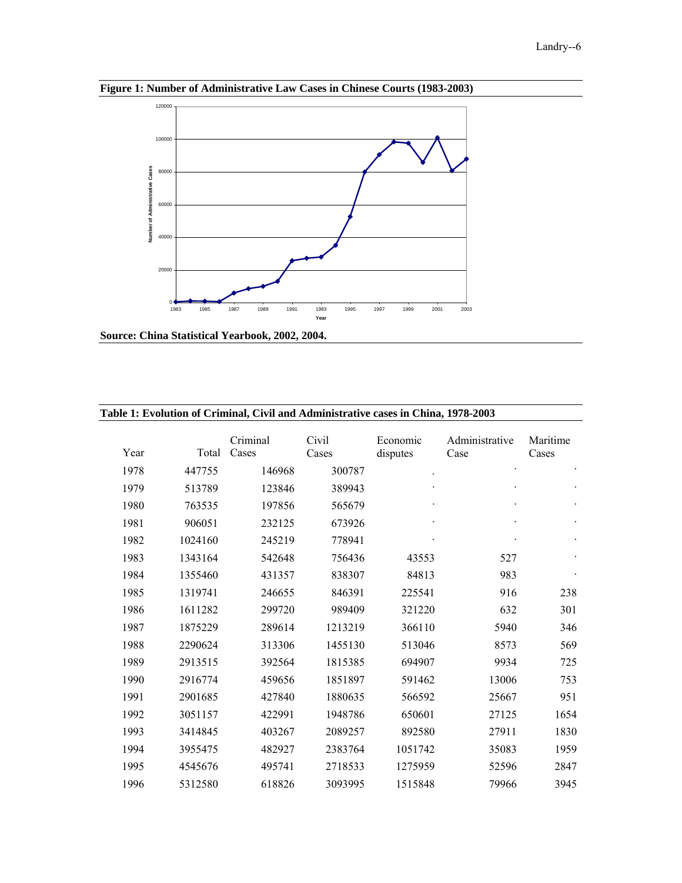**Figure 1: Number of Administrative Law Cases in Chinese Courts (1983-2003)**

**Source: China Statistical Yearbook, 2002, 2004.**

**Table 1: Evolution of Criminal, Civil and Administrative cases in China, 1978-2003**

| Year | Total | Criminal Cases | Civil Cases | Economic disputes | Administrative Case | Maritime Cases |
|---|---|---|---|---|---|---|
| 1978 | 447755 | 146968 | 300787 | . | . | . |
| 1979 | 513789 | 123846 | 389943 | . | . | . |
| 1980 | 763535 | 197856 | 565679 | . | . | . |
| 1981 | 906051 | 232125 | 673926 | . | . | . |
| 1982 | 1024160 | 245219 | 778941 | . | . | . |
| 1983 | 1343164 | 542648 | 756436 | 43553 | 527 | . |
| 1984 | 1355460 | 431357 | 838307 | 84813 | 983 | . |
| 1985 | 1319741 | 246655 | 846391 | 225541 | 916 | 238 |
| 1986 | 1611282 | 299720 | 989409 | 321220 | 632 | 301 |
| 1987 | 1875229 | 289614 | 1213219 | 366110 | 5940 | 346 |
| 1988 | 2290624 | 313306 | 1455130 | 513046 | 8573 | 569 |
| 1989 | 2913515 | 392564 | 1815385 | 694907 | 9934 | 725 |
| 1990 | 2916774 | 459656 | 1851897 | 591462 | 13006 | 753 |
| 1991 | 2901685 | 427840 | 1880635 | 566592 | 25667 | 951 |
| 1992 | 3051157 | 422991 | 1948786 | 650601 | 27125 | 1654 |
| 1993 | 3414845 | 403267 | 2089257 | 892580 | 27911 | 1830 |
| 1994 | 3955475 | 482927 | 2383764 | 1051742 | 35083 | 1959 |
| 1995 | 4545676 | 495741 | 2718533 | 1275959 | 52596 | 2847 |
| 1996 | 5312580 | 618826 | 3093995 | 1515848 | 79966 | 3945 |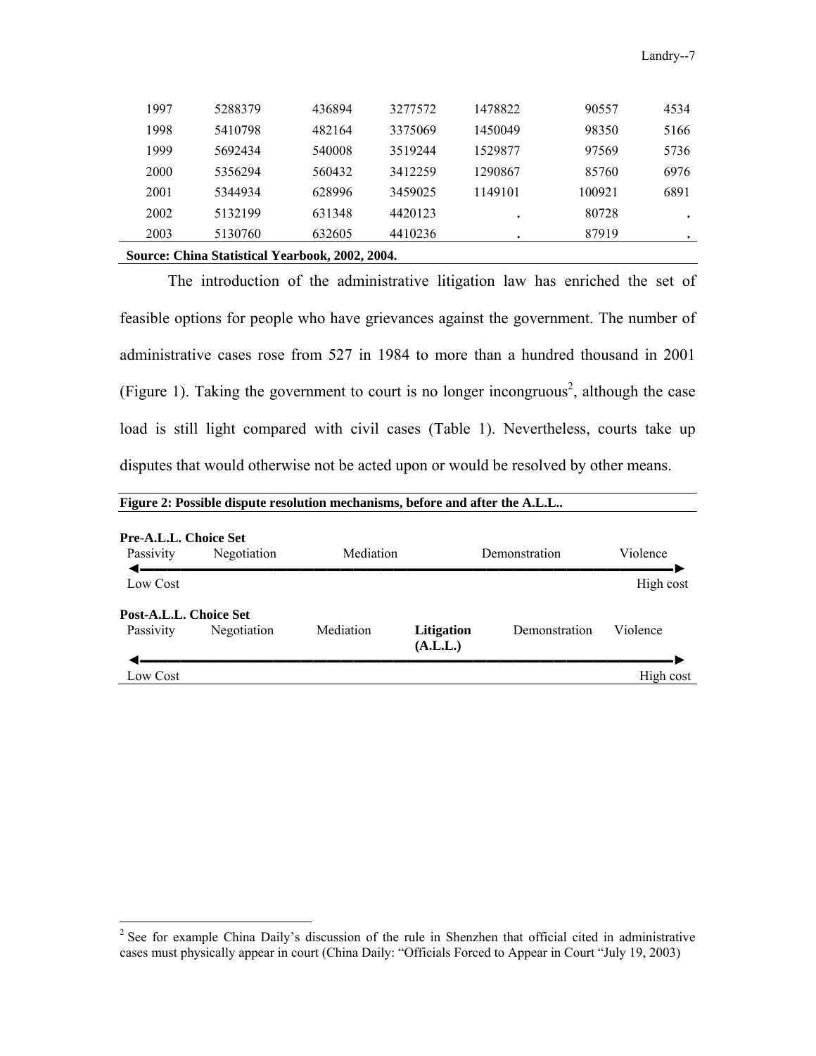| | | | | | | |
|---|---|---|---|---|---|---|
| 1997 | 5288379 | 436894 | 3277572 | 1478822 | 90557 | 4534 |
| 1998 | 5410798 | 482164 | 3375069 | 1450049 | 98350 | 5166 |
| 1999 | 5692434 | 540008 | 3519244 | 1529877 | 97569 | 5736 |
| 2000 | 5356294 | 560432 | 3412259 | 1290867 | 85760 | 6976 |
| 2001 | 5344934 | 628996 | 3459025 | 1149101 | 100921 | 6891 |
| 2002 | 5132199 | 631348 | 4420123 | . | 80728 | . |
| 2003 | 5130760 | 632605 | 4410236 | . | 87919 | . |

**Source: China Statistical Yearbook, 2002, 2004.**

The introduction of the administrative litigation law has enriched the set of feasible options for people who have grievances against the government. The number of administrative cases rose from 527 in 1984 to more than a hundred thousand in 2001 (Figure 1). Taking the government to court is no longer incongruous[2], although the case load is still light compared with civil cases (Table 1). Nevertheless, courts take up disputes that would otherwise not be acted upon or would be resolved by other means.

**Figure 2: Possible dispute resolution mechanisms, before and after the A.L.L..**

**Pre-A.L.L. Choice Set**

Passivity — Negotiation — Mediation — Demonstration — Violence

◄──────────────────────────────►

Low Cost — High cost

**Post-A.L.L. Choice Set**

Passivity — Negotiation — Mediation — **Litigation (A.L.L.)** — Demonstration — Violence

◄──────────────────────────────►

Low Cost — High cost

[2] See for example China Daily's discussion of the rule in Shenzhen that official cited in administrative cases must physically appear in court (China Daily: "Officials Forced to Appear in Court "July 19, 2003)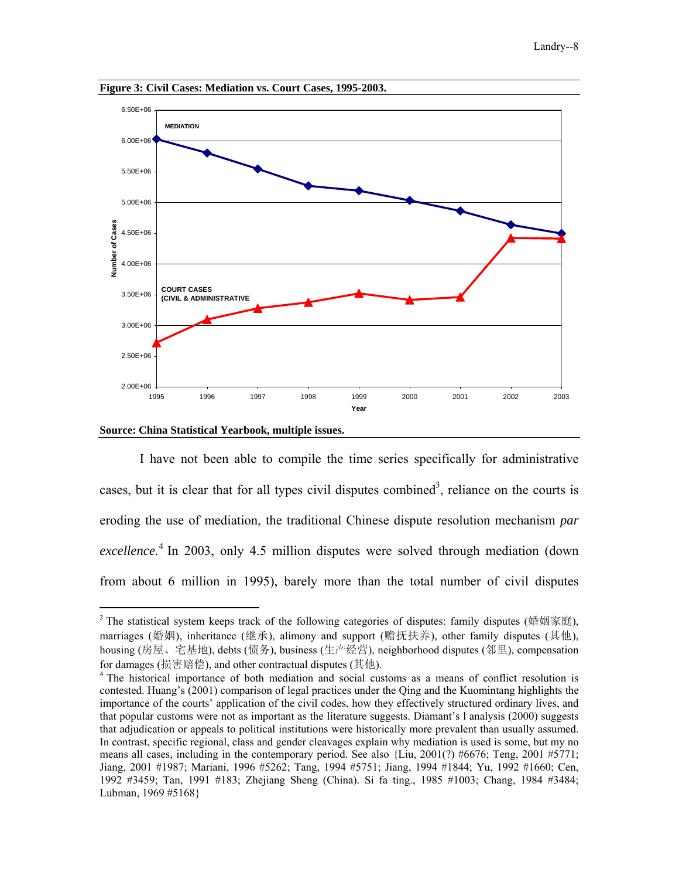**Figure 3: Civil Cases: Mediation vs. Court Cases, 1995-2003.**

**Source: China Statistical Yearbook, multiple issues.**

I have not been able to compile the time series specifically for administrative cases, but it is clear that for all types civil disputes combined[3], reliance on the courts is eroding the use of mediation, the traditional Chinese dispute resolution mechanism *par excellence.*[4] In 2003, only 4.5 million disputes were solved through mediation (down from about 6 million in 1995), barely more than the total number of civil disputes

---

[3] The statistical system keeps track of the following categories of disputes: family disputes (婚姻家庭), marriages (婚姻), inheritance (继承), alimony and support (赡抚扶养), other family disputes (其他), housing (房屋、宅基地), debts (债务), business (生产经营), neighborhood disputes (邻里), compensation for damages (损害赔偿), and other contractual disputes (其他).

[4] The historical importance of both mediation and social customs as a means of conflict resolution is contested. Huang's (2001) comparison of legal practices under the Qing and the Kuomintang highlights the importance of the courts' application of the civil codes, how they effectively structured ordinary lives, and that popular customs were not as important as the literature suggests. Diamant's l analysis (2000) suggests that adjudication or appeals to political institutions were historically more prevalent than usually assumed. In contrast, specific regional, class and gender cleavages explain why mediation is used is some, but my no means all cases, including in the contemporary period. See also {Liu, 2001(?) #6676; Teng, 2001 #5771; Jiang, 2001 #1987; Mariani, 1996 #5262; Tang, 1994 #5751; Jiang, 1994 #1844; Yu, 1992 #1660; Cen, 1992 #3459; Tan, 1991 #183; Zhejiang Sheng (China). Si fa ting., 1985 #1003; Chang, 1984 #3484; Lubman, 1969 #5168}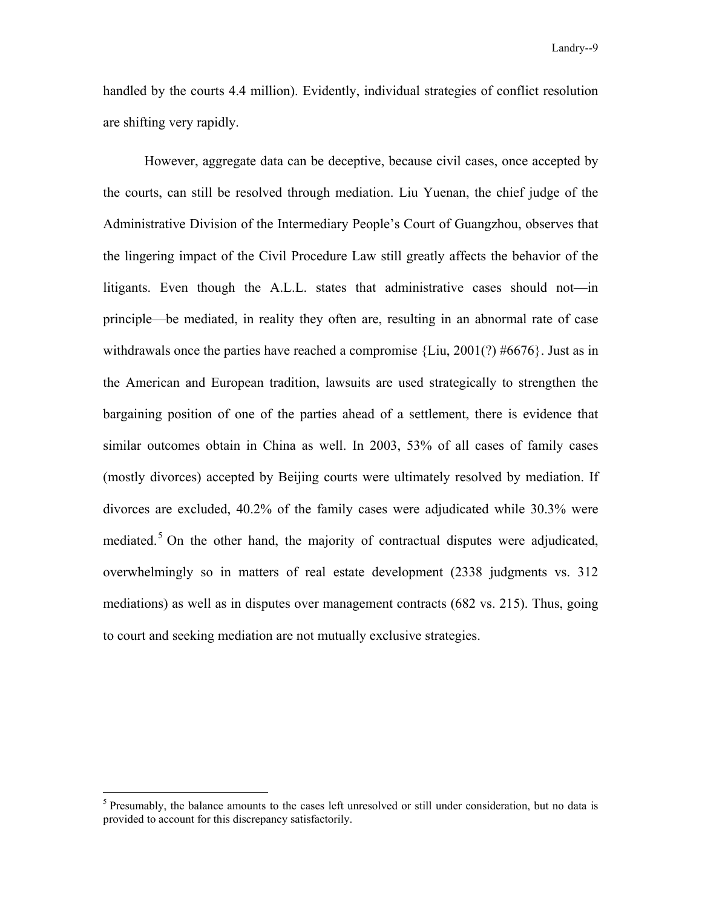handled by the courts 4.4 million). Evidently, individual strategies of conflict resolution are shifting very rapidly.

However, aggregate data can be deceptive, because civil cases, once accepted by the courts, can still be resolved through mediation. Liu Yuenan, the chief judge of the Administrative Division of the Intermediary People's Court of Guangzhou, observes that the lingering impact of the Civil Procedure Law still greatly affects the behavior of the litigants. Even though the A.L.L. states that administrative cases should not—in principle—be mediated, in reality they often are, resulting in an abnormal rate of case withdrawals once the parties have reached a compromise {Liu, 2001(?) #6676}. Just as in the American and European tradition, lawsuits are used strategically to strengthen the bargaining position of one of the parties ahead of a settlement, there is evidence that similar outcomes obtain in China as well. In 2003, 53% of all cases of family cases (mostly divorces) accepted by Beijing courts were ultimately resolved by mediation. If divorces are excluded, 40.2% of the family cases were adjudicated while 30.3% were mediated.[5] On the other hand, the majority of contractual disputes were adjudicated, overwhelmingly so in matters of real estate development (2338 judgments vs. 312 mediations) as well as in disputes over management contracts (682 vs. 215). Thus, going to court and seeking mediation are not mutually exclusive strategies.

[5] Presumably, the balance amounts to the cases left unresolved or still under consideration, but no data is provided to account for this discrepancy satisfactorily.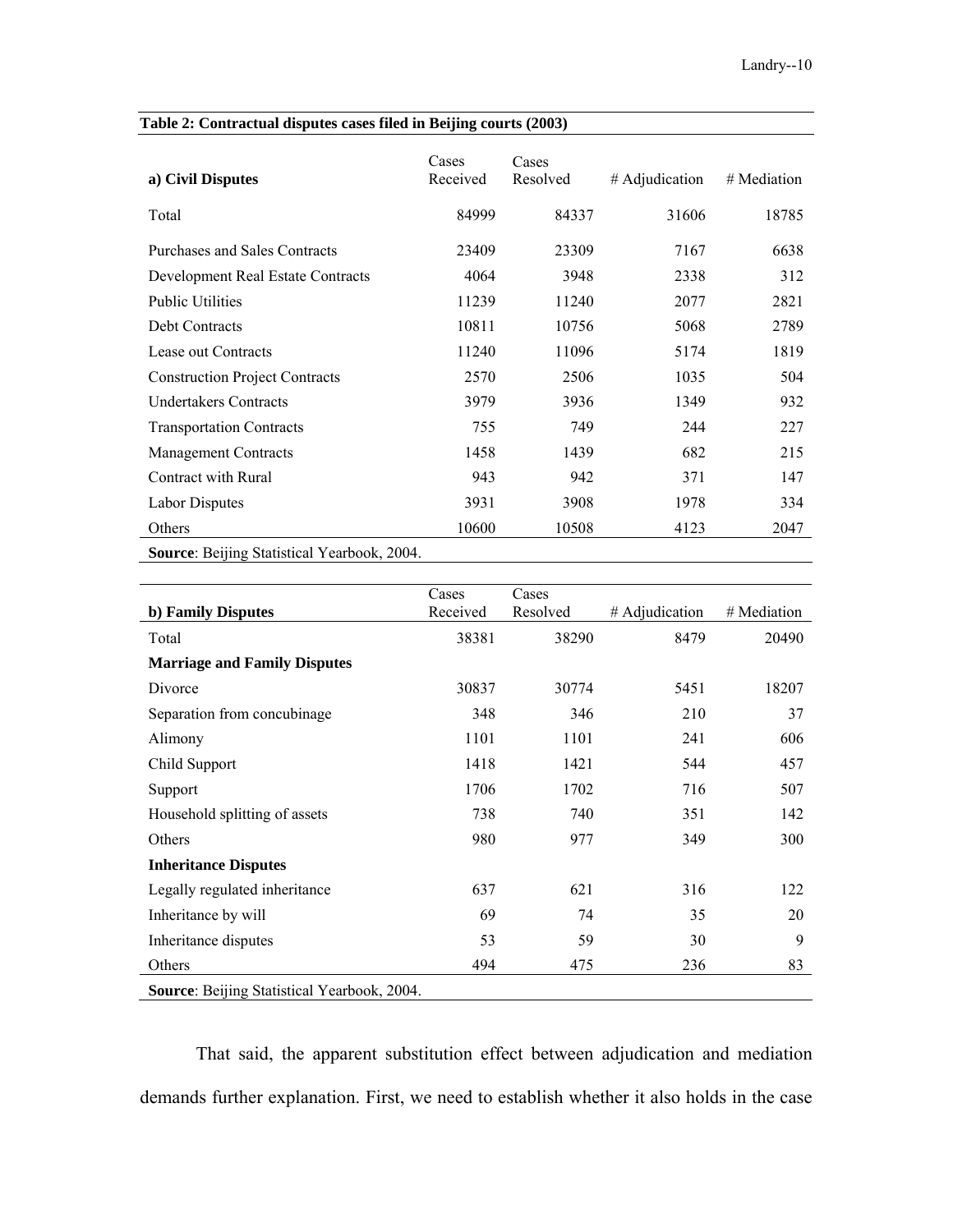**Table 2: Contractual disputes cases filed in Beijing courts (2003)**

| a) Civil Disputes | Cases Received | Cases Resolved | # Adjudication | # Mediation |
|---|---|---|---|---|
| Total | 84999 | 84337 | 31606 | 18785 |
| Purchases and Sales Contracts | 23409 | 23309 | 7167 | 6638 |
| Development Real Estate Contracts | 4064 | 3948 | 2338 | 312 |
| Public Utilities | 11239 | 11240 | 2077 | 2821 |
| Debt Contracts | 10811 | 10756 | 5068 | 2789 |
| Lease out Contracts | 11240 | 11096 | 5174 | 1819 |
| Construction Project Contracts | 2570 | 2506 | 1035 | 504 |
| Undertakers Contracts | 3979 | 3936 | 1349 | 932 |
| Transportation Contracts | 755 | 749 | 244 | 227 |
| Management Contracts | 1458 | 1439 | 682 | 215 |
| Contract with Rural | 943 | 942 | 371 | 147 |
| Labor Disputes | 3931 | 3908 | 1978 | 334 |
| Others | 10600 | 10508 | 4123 | 2047 |

**Source**: Beijing Statistical Yearbook, 2004.

| b) Family Disputes | Cases Received | Cases Resolved | # Adjudication | # Mediation |
|---|---|---|---|---|
| Total | 38381 | 38290 | 8479 | 20490 |
| **Marriage and Family Disputes** | | | | |
| Divorce | 30837 | 30774 | 5451 | 18207 |
| Separation from concubinage | 348 | 346 | 210 | 37 |
| Alimony | 1101 | 1101 | 241 | 606 |
| Child Support | 1418 | 1421 | 544 | 457 |
| Support | 1706 | 1702 | 716 | 507 |
| Household splitting of assets | 738 | 740 | 351 | 142 |
| Others | 980 | 977 | 349 | 300 |
| **Inheritance Disputes** | | | | |
| Legally regulated inheritance | 637 | 621 | 316 | 122 |
| Inheritance by will | 69 | 74 | 35 | 20 |
| Inheritance disputes | 53 | 59 | 30 | 9 |
| Others | 494 | 475 | 236 | 83 |

**Source**: Beijing Statistical Yearbook, 2004.

That said, the apparent substitution effect between adjudication and mediation demands further explanation. First, we need to establish whether it also holds in the case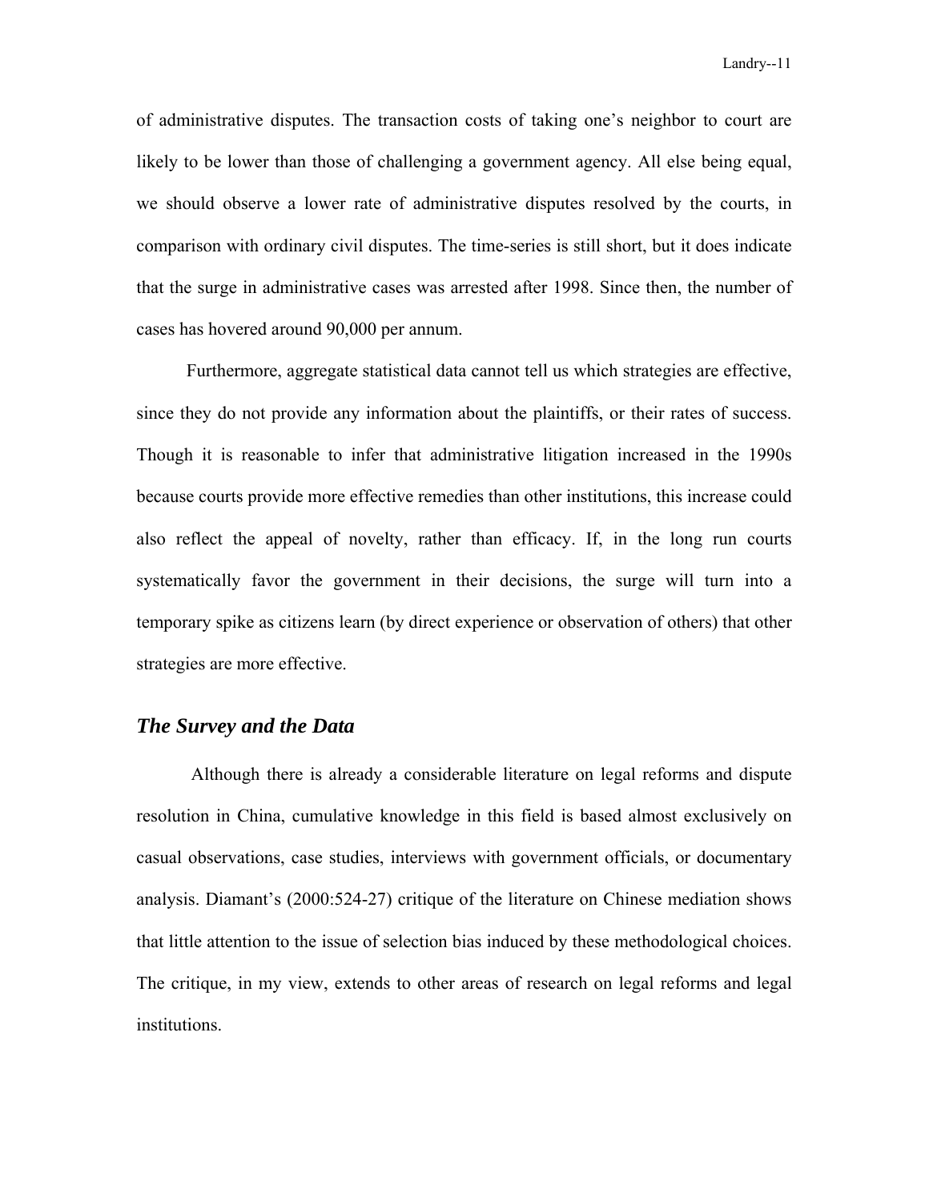of administrative disputes. The transaction costs of taking one's neighbor to court are likely to be lower than those of challenging a government agency. All else being equal, we should observe a lower rate of administrative disputes resolved by the courts, in comparison with ordinary civil disputes. The time-series is still short, but it does indicate that the surge in administrative cases was arrested after 1998. Since then, the number of cases has hovered around 90,000 per annum.

Furthermore, aggregate statistical data cannot tell us which strategies are effective, since they do not provide any information about the plaintiffs, or their rates of success. Though it is reasonable to infer that administrative litigation increased in the 1990s because courts provide more effective remedies than other institutions, this increase could also reflect the appeal of novelty, rather than efficacy. If, in the long run courts systematically favor the government in their decisions, the surge will turn into a temporary spike as citizens learn (by direct experience or observation of others) that other strategies are more effective.

## *The Survey and the Data*

Although there is already a considerable literature on legal reforms and dispute resolution in China, cumulative knowledge in this field is based almost exclusively on casual observations, case studies, interviews with government officials, or documentary analysis. Diamant's (2000:524-27) critique of the literature on Chinese mediation shows that little attention to the issue of selection bias induced by these methodological choices. The critique, in my view, extends to other areas of research on legal reforms and legal institutions.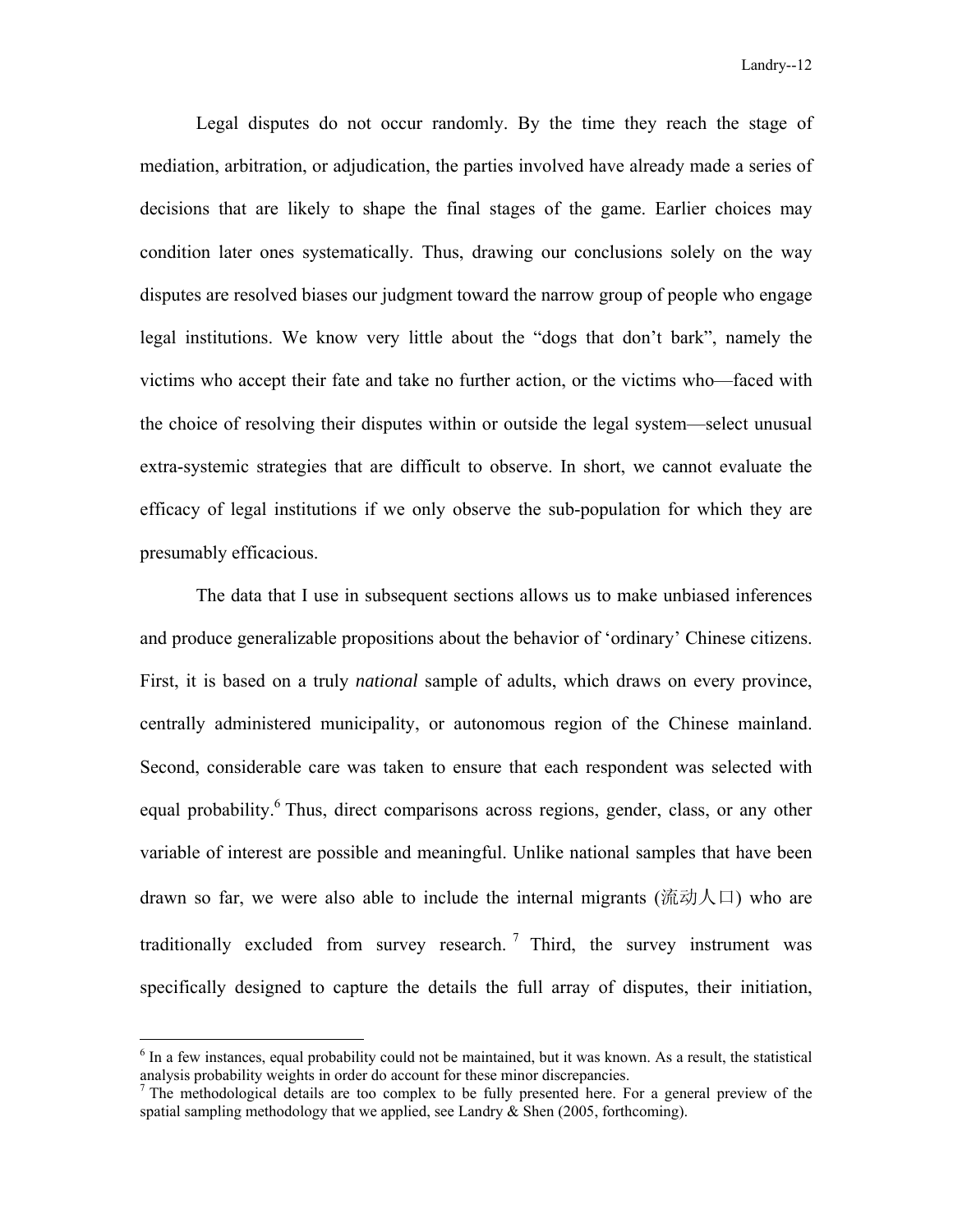Legal disputes do not occur randomly. By the time they reach the stage of mediation, arbitration, or adjudication, the parties involved have already made a series of decisions that are likely to shape the final stages of the game. Earlier choices may condition later ones systematically. Thus, drawing our conclusions solely on the way disputes are resolved biases our judgment toward the narrow group of people who engage legal institutions. We know very little about the "dogs that don't bark", namely the victims who accept their fate and take no further action, or the victims who—faced with the choice of resolving their disputes within or outside the legal system—select unusual extra-systemic strategies that are difficult to observe. In short, we cannot evaluate the efficacy of legal institutions if we only observe the sub-population for which they are presumably efficacious.

The data that I use in subsequent sections allows us to make unbiased inferences and produce generalizable propositions about the behavior of 'ordinary' Chinese citizens. First, it is based on a truly *national* sample of adults, which draws on every province, centrally administered municipality, or autonomous region of the Chinese mainland. Second, considerable care was taken to ensure that each respondent was selected with equal probability.[6] Thus, direct comparisons across regions, gender, class, or any other variable of interest are possible and meaningful. Unlike national samples that have been drawn so far, we were also able to include the internal migrants (流动人口) who are traditionally excluded from survey research.[7] Third, the survey instrument was specifically designed to capture the details the full array of disputes, their initiation,

---

[6] In a few instances, equal probability could not be maintained, but it was known. As a result, the statistical analysis probability weights in order do account for these minor discrepancies.

[7] The methodological details are too complex to be fully presented here. For a general preview of the spatial sampling methodology that we applied, see Landry & Shen (2005, forthcoming).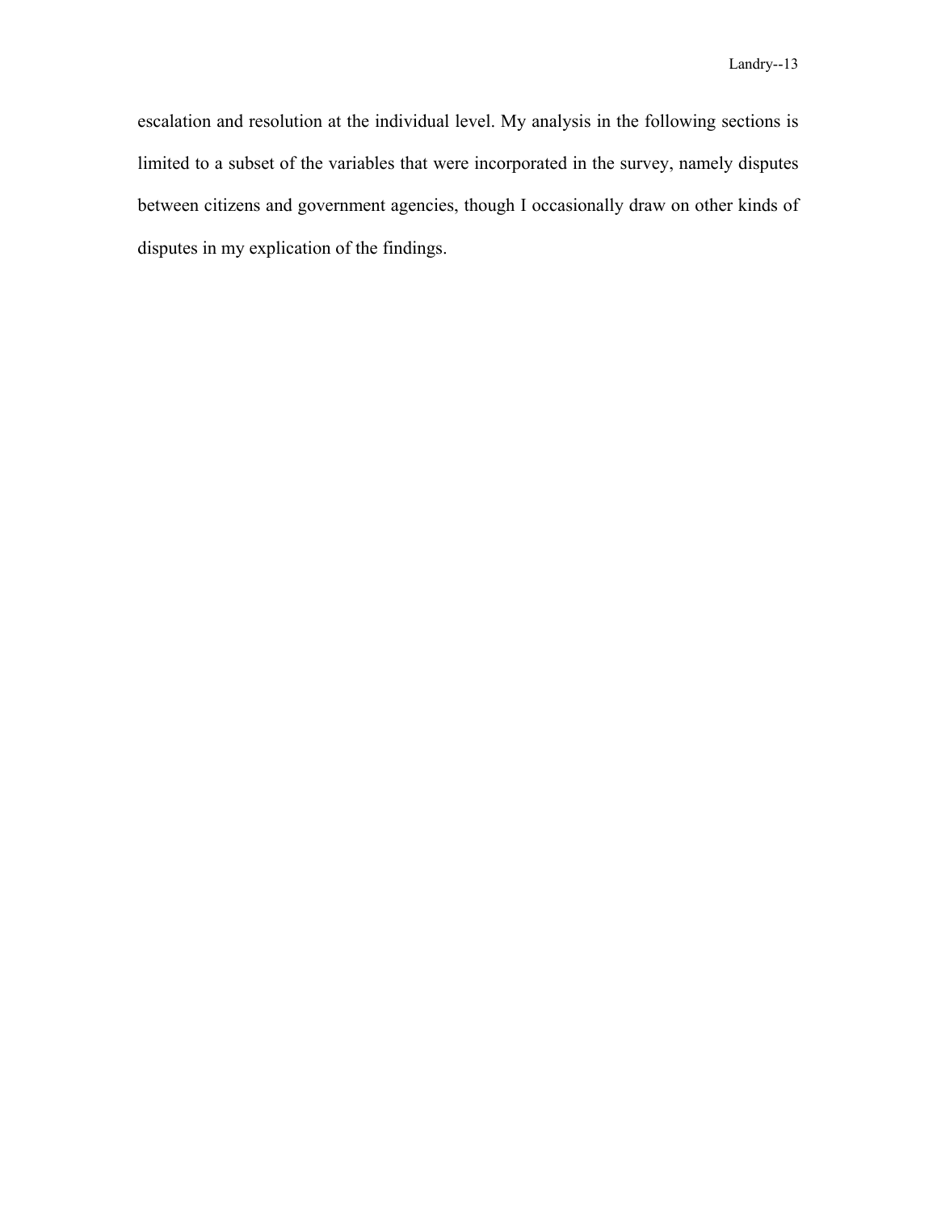escalation and resolution at the individual level. My analysis in the following sections is limited to a subset of the variables that were incorporated in the survey, namely disputes between citizens and government agencies, though I occasionally draw on other kinds of disputes in my explication of the findings.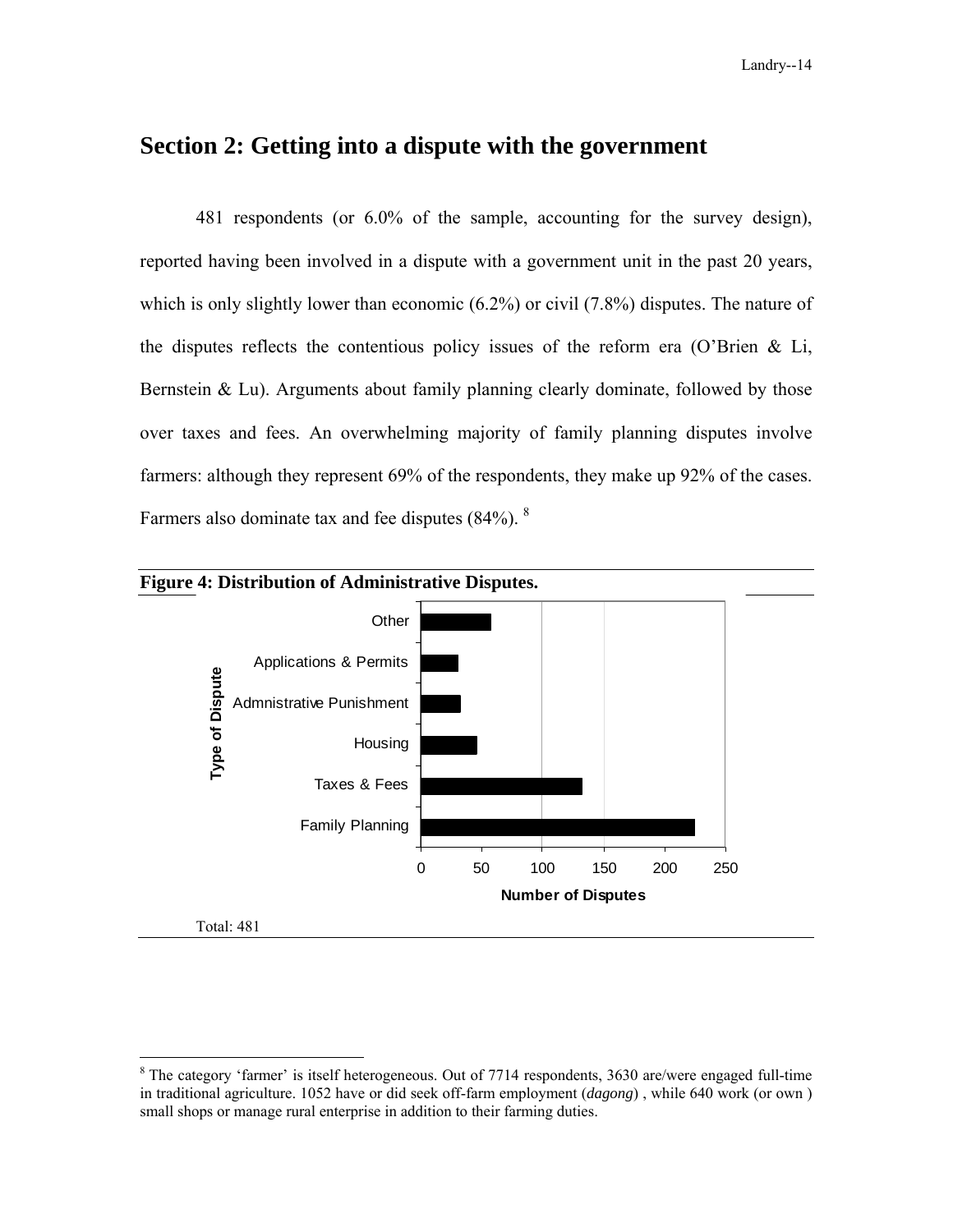## Section 2: Getting into a dispute with the government

481 respondents (or 6.0% of the sample, accounting for the survey design), reported having been involved in a dispute with a government unit in the past 20 years, which is only slightly lower than economic (6.2%) or civil (7.8%) disputes. The nature of the disputes reflects the contentious policy issues of the reform era (O'Brien & Li, Bernstein & Lu). Arguments about family planning clearly dominate, followed by those over taxes and fees. An overwhelming majority of family planning disputes involve farmers: although they represent 69% of the respondents, they make up 92% of the cases. Farmers also dominate tax and fee disputes (84%).[8]

**Figure 4: Distribution of Administrative Disputes.**

Total: 481

[8] The category 'farmer' is itself heterogeneous. Out of 7714 respondents, 3630 are/were engaged full-time in traditional agriculture. 1052 have or did seek off-farm employment (*dagong*) , while 640 work (or own ) small shops or manage rural enterprise in addition to their farming duties.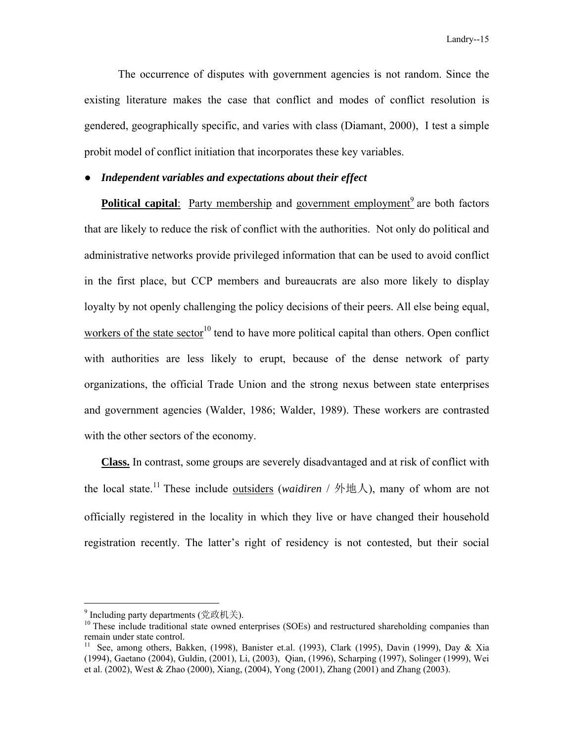The occurrence of disputes with government agencies is not random. Since the existing literature makes the case that conflict and modes of conflict resolution is gendered, geographically specific, and varies with class (Diamant, 2000), I test a simple probit model of conflict initiation that incorporates these key variables.

- ***Independent variables and expectations about their effect***

**Political capital**: Party membership and government employment[9] are both factors that are likely to reduce the risk of conflict with the authorities. Not only do political and administrative networks provide privileged information that can be used to avoid conflict in the first place, but CCP members and bureaucrats are also more likely to display loyalty by not openly challenging the policy decisions of their peers. All else being equal, workers of the state sector[10] tend to have more political capital than others. Open conflict with authorities are less likely to erupt, because of the dense network of party organizations, the official Trade Union and the strong nexus between state enterprises and government agencies (Walder, 1986; Walder, 1989). These workers are contrasted with the other sectors of the economy.

**Class.** In contrast, some groups are severely disadvantaged and at risk of conflict with the local state.[11] These include outsiders (*waidiren* / 外地人), many of whom are not officially registered in the locality in which they live or have changed their household registration recently. The latter's right of residency is not contested, but their social

---

[9] Including party departments (党政机关).

[10] These include traditional state owned enterprises (SOEs) and restructured shareholding companies than remain under state control.

[11] See, among others, Bakken, (1998), Banister et.al. (1993), Clark (1995), Davin (1999), Day & Xia (1994), Gaetano (2004), Guldin, (2001), Li, (2003), Qian, (1996), Scharping (1997), Solinger (1999), Wei et al. (2002), West & Zhao (2000), Xiang, (2004), Yong (2001), Zhang (2001) and Zhang (2003).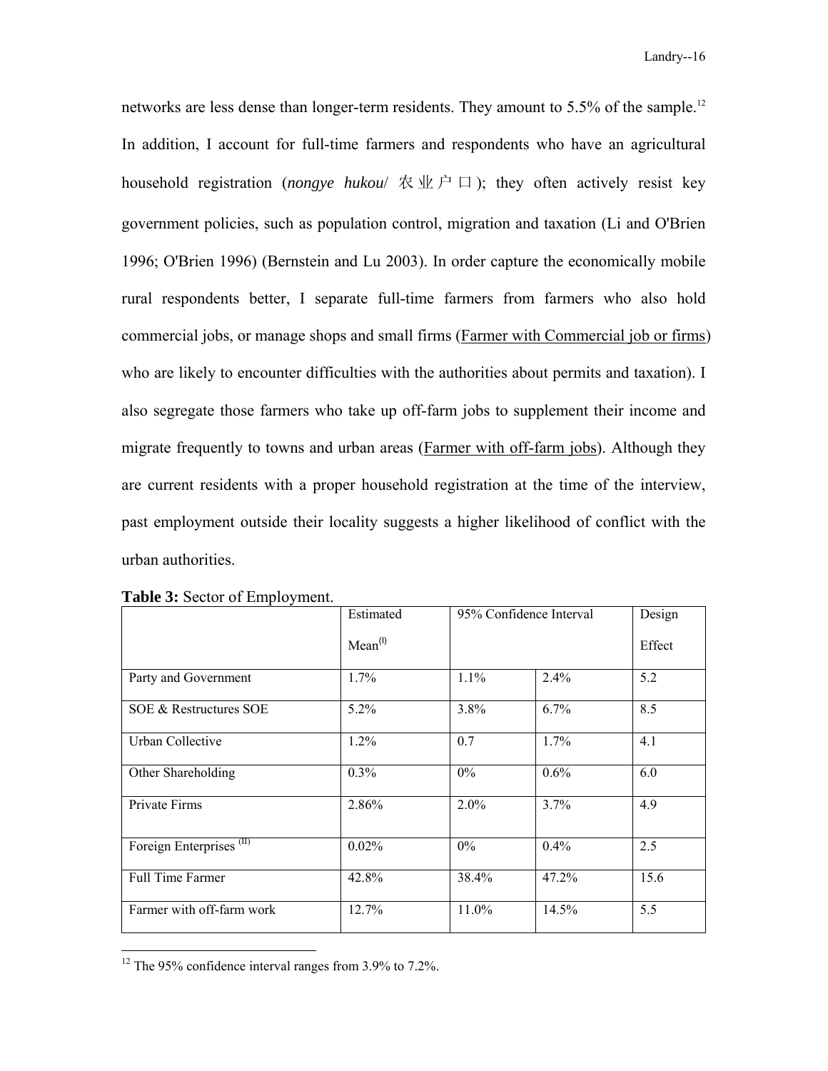networks are less dense than longer-term residents. They amount to 5.5% of the sample.[12] In addition, I account for full-time farmers and respondents who have an agricultural household registration (*nongye hukou*/ 农业户口); they often actively resist key government policies, such as population control, migration and taxation (Li and O'Brien 1996; O'Brien 1996) (Bernstein and Lu 2003). In order capture the economically mobile rural respondents better, I separate full-time farmers from farmers who also hold commercial jobs, or manage shops and small firms (<u>Farmer with Commercial job or firms</u>) who are likely to encounter difficulties with the authorities about permits and taxation). I also segregate those farmers who take up off-farm jobs to supplement their income and migrate frequently to towns and urban areas (<u>Farmer with off-farm jobs</u>). Although they are current residents with a proper household registration at the time of the interview, past employment outside their locality suggests a higher likelihood of conflict with the urban authorities.

**Table 3:** Sector of Employment.

| | Estimated Mean[(I)] | 95% Confidence Interval | | Design Effect |
|---|---|---|---|---|
| Party and Government | 1.7% | 1.1% | 2.4% | 5.2 |
| SOE & Restructures SOE | 5.2% | 3.8% | 6.7% | 8.5 |
| Urban Collective | 1.2% | 0.7 | 1.7% | 4.1 |
| Other Shareholding | 0.3% | 0% | 0.6% | 6.0 |
| Private Firms | 2.86% | 2.0% | 3.7% | 4.9 |
| Foreign Enterprises [(II)] | 0.02% | 0% | 0.4% | 2.5 |
| Full Time Farmer | 42.8% | 38.4% | 47.2% | 15.6 |
| Farmer with off-farm work | 12.7% | 11.0% | 14.5% | 5.5 |

[12] The 95% confidence interval ranges from 3.9% to 7.2%.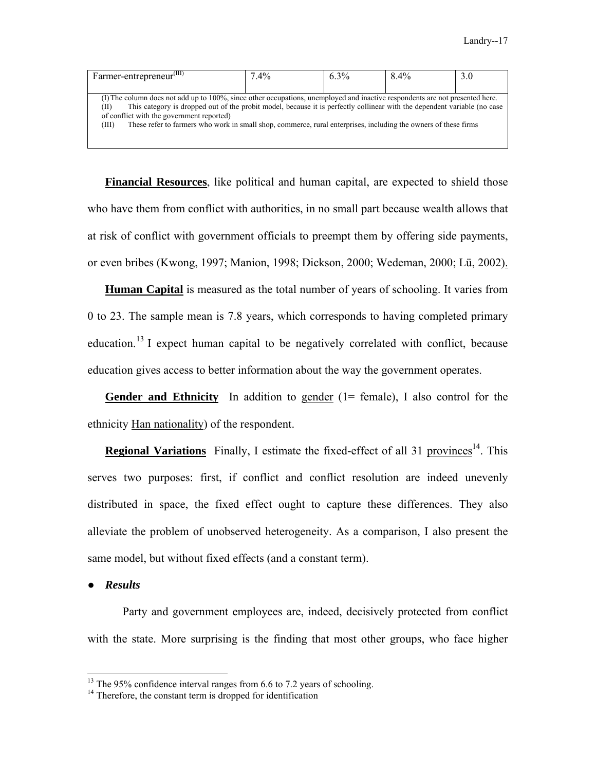| Farmer-entrepreneur[(III)] | 7.4% | 6.3% | 8.4% | 3.0 |
|---|---|---|---|---|

(I) The column does not add up to 100%, since other occupations, unemployed and inactive respondents are not presented here.
(II) This category is dropped out of the probit model, because it is perfectly collinear with the dependent variable (no case of conflict with the government reported)
(III) These refer to farmers who work in small shop, commerce, rural enterprises, including the owners of these firms

**Financial Resources**, like political and human capital, are expected to shield those who have them from conflict with authorities, in no small part because wealth allows that at risk of conflict with government officials to preempt them by offering side payments, or even bribes (Kwong, 1997; Manion, 1998; Dickson, 2000; Wedeman, 2000; Lü, 2002).

**Human Capital** is measured as the total number of years of schooling. It varies from 0 to 23. The sample mean is 7.8 years, which corresponds to having completed primary education.[13] I expect human capital to be negatively correlated with conflict, because education gives access to better information about the way the government operates.

**Gender and Ethnicity** In addition to gender (1= female), I also control for the ethnicity Han nationality) of the respondent.

**Regional Variations** Finally, I estimate the fixed-effect of all 31 provinces[14]. This serves two purposes: first, if conflict and conflict resolution are indeed unevenly distributed in space, the fixed effect ought to capture these differences. They also alleviate the problem of unobserved heterogeneity. As a comparison, I also present the same model, but without fixed effects (and a constant term).

- ***Results***

Party and government employees are, indeed, decisively protected from conflict with the state. More surprising is the finding that most other groups, who face higher

[13] The 95% confidence interval ranges from 6.6 to 7.2 years of schooling.

[14] Therefore, the constant term is dropped for identification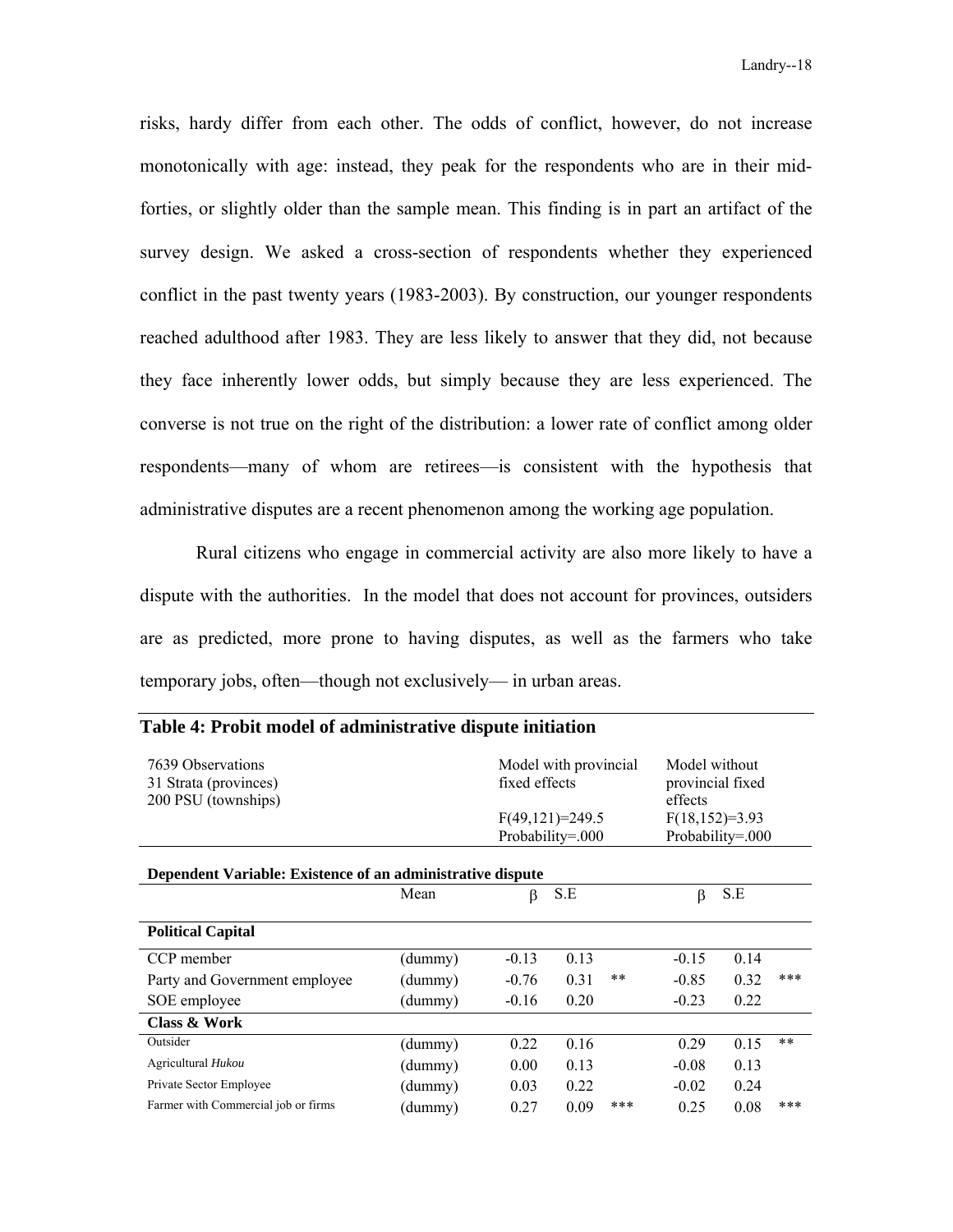risks, hardy differ from each other. The odds of conflict, however, do not increase monotonically with age: instead, they peak for the respondents who are in their mid-forties, or slightly older than the sample mean. This finding is in part an artifact of the survey design. We asked a cross-section of respondents whether they experienced conflict in the past twenty years (1983-2003). By construction, our younger respondents reached adulthood after 1983. They are less likely to answer that they did, not because they face inherently lower odds, but simply because they are less experienced. The converse is not true on the right of the distribution: a lower rate of conflict among older respondents—many of whom are retirees—is consistent with the hypothesis that administrative disputes are a recent phenomenon among the working age population.

Rural citizens who engage in commercial activity are also more likely to have a dispute with the authorities. In the model that does not account for provinces, outsiders are as predicted, more prone to having disputes, as well as the farmers who take temporary jobs, often—though not exclusively— in urban areas.

**Table 4: Probit model of administrative dispute initiation**

| 7639 Observations<br>31 Strata (provinces)<br>200 PSU (townships) | | Model with provincial fixed effects<br>$F(49,121)=249.5$<br>Probability=.000 | | | Model without provincial fixed effects<br>$F(18,152)=3.93$<br>Probability=.000 | | |
|---|---|---|---|---|---|---|---|
| **Dependent Variable: Existence of an administrative dispute** | | | | | | | |
| | Mean | β | S.E | | β | S.E | |
| **Political Capital** | | | | | | | |
| CCP member | (dummy) | -0.13 | 0.13 | | -0.15 | 0.14 | |
| Party and Government employee | (dummy) | -0.76 | 0.31 | ** | -0.85 | 0.32 | *** |
| SOE employee | (dummy) | -0.16 | 0.20 | | -0.23 | 0.22 | |
| **Class & Work** | | | | | | | |
| Outsider | (dummy) | 0.22 | 0.16 | | 0.29 | 0.15 | ** |
| Agricultural *Hukou* | (dummy) | 0.00 | 0.13 | | -0.08 | 0.13 | |
| Private Sector Employee | (dummy) | 0.03 | 0.22 | | -0.02 | 0.24 | |
| Farmer with Commercial job or firms | (dummy) | 0.27 | 0.09 | *** | 0.25 | 0.08 | *** |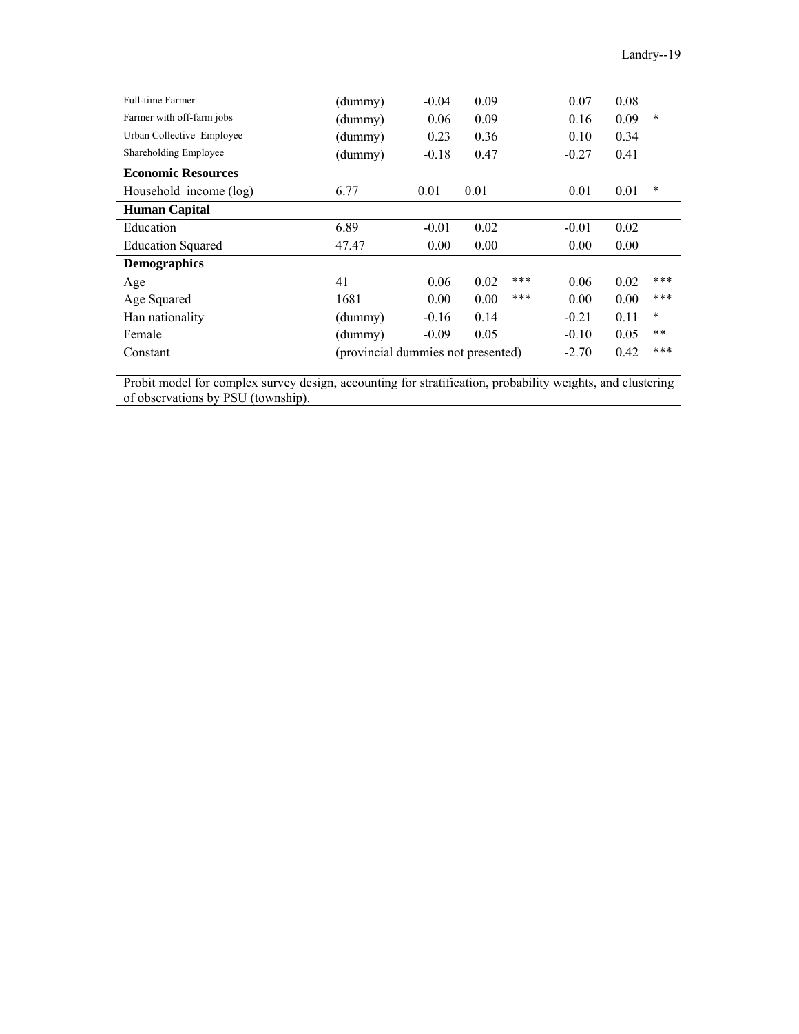| | | | | | | | |
|---|---|---|---|---|---|---|---|
| Full-time Farmer | (dummy) | -0.04 | 0.09 | | 0.07 | 0.08 | |
| Farmer with off-farm jobs | (dummy) | 0.06 | 0.09 | | 0.16 | 0.09 | * |
| Urban Collective Employee | (dummy) | 0.23 | 0.36 | | 0.10 | 0.34 | |
| Shareholding Employee | (dummy) | -0.18 | 0.47 | | -0.27 | 0.41 | |
| **Economic Resources** | | | | | | | |
| Household income (log) | 6.77 | 0.01 | 0.01 | | 0.01 | 0.01 | * |
| **Human Capital** | | | | | | | |
| Education | 6.89 | -0.01 | 0.02 | | -0.01 | 0.02 | |
| Education Squared | 47.47 | 0.00 | 0.00 | | 0.00 | 0.00 | |
| **Demographics** | | | | | | | |
| Age | 41 | 0.06 | 0.02 | *** | 0.06 | 0.02 | *** |
| Age Squared | 1681 | 0.00 | 0.00 | *** | 0.00 | 0.00 | *** |
| Han nationality | (dummy) | -0.16 | 0.14 | | -0.21 | 0.11 | * |
| Female | (dummy) | -0.09 | 0.05 | | -0.10 | 0.05 | ** |
| Constant | (provincial dummies not presented) | | | | -2.70 | 0.42 | *** |

Probit model for complex survey design, accounting for stratification, probability weights, and clustering of observations by PSU (township).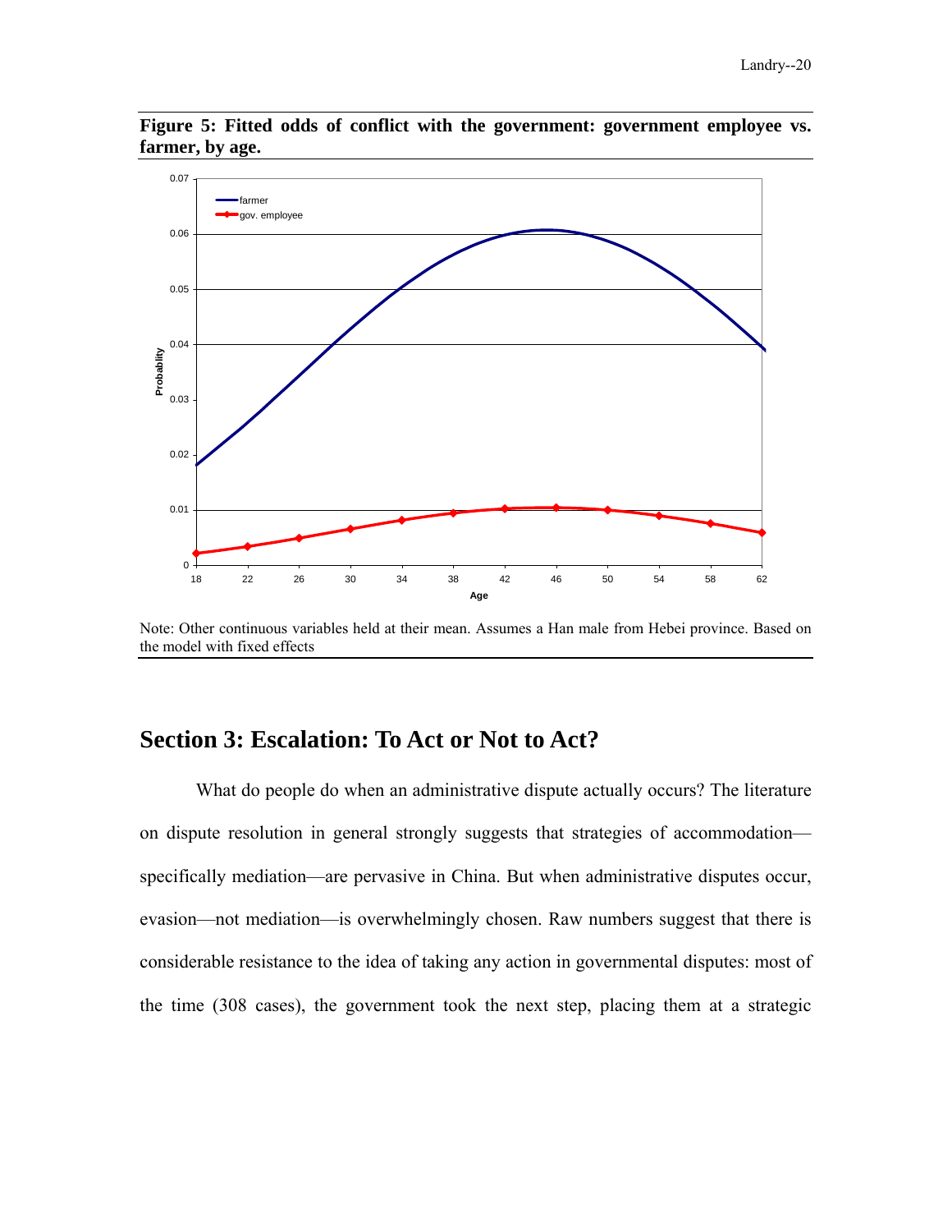**Figure 5: Fitted odds of conflict with the government: government employee vs. farmer, by age.**

Note: Other continuous variables held at their mean. Assumes a Han male from Hebei province. Based on the model with fixed effects

## Section 3: Escalation: To Act or Not to Act?

What do people do when an administrative dispute actually occurs? The literature on dispute resolution in general strongly suggests that strategies of accommodation—specifically mediation—are pervasive in China. But when administrative disputes occur, evasion—not mediation—is overwhelmingly chosen. Raw numbers suggest that there is considerable resistance to the idea of taking any action in governmental disputes: most of the time (308 cases), the government took the next step, placing them at a strategic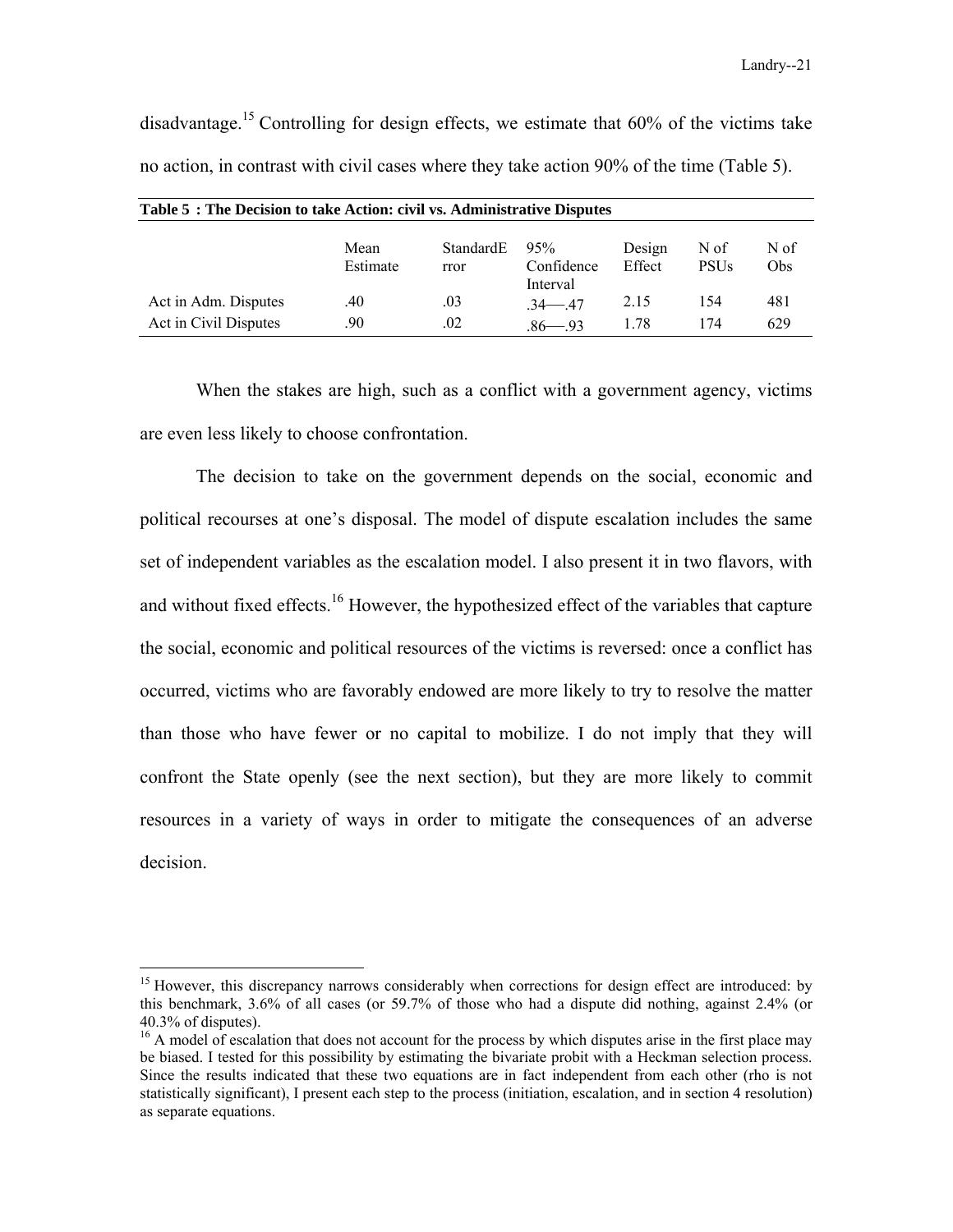disadvantage.[15] Controlling for design effects, we estimate that 60% of the victims take no action, in contrast with civil cases where they take action 90% of the time (Table 5).

**Table 5 : The Decision to take Action: civil vs. Administrative Disputes**

| | Mean Estimate | StandardError | 95% Confidence Interval | Design Effect | N of PSUs | N of Obs |
|---|---|---|---|---|---|---|
| Act in Adm. Disputes | .40 | .03 | .34—.47 | 2.15 | 154 | 481 |
| Act in Civil Disputes | .90 | .02 | .86—.93 | 1.78 | 174 | 629 |

When the stakes are high, such as a conflict with a government agency, victims are even less likely to choose confrontation.

The decision to take on the government depends on the social, economic and political recourses at one's disposal. The model of dispute escalation includes the same set of independent variables as the escalation model. I also present it in two flavors, with and without fixed effects.[16] However, the hypothesized effect of the variables that capture the social, economic and political resources of the victims is reversed: once a conflict has occurred, victims who are favorably endowed are more likely to try to resolve the matter than those who have fewer or no capital to mobilize. I do not imply that they will confront the State openly (see the next section), but they are more likely to commit resources in a variety of ways in order to mitigate the consequences of an adverse decision.

---

[15] However, this discrepancy narrows considerably when corrections for design effect are introduced: by this benchmark, 3.6% of all cases (or 59.7% of those who had a dispute did nothing, against 2.4% (or 40.3% of disputes).

[16] A model of escalation that does not account for the process by which disputes arise in the first place may be biased. I tested for this possibility by estimating the bivariate probit with a Heckman selection process. Since the results indicated that these two equations are in fact independent from each other (rho is not statistically significant), I present each step to the process (initiation, escalation, and in section 4 resolution) as separate equations.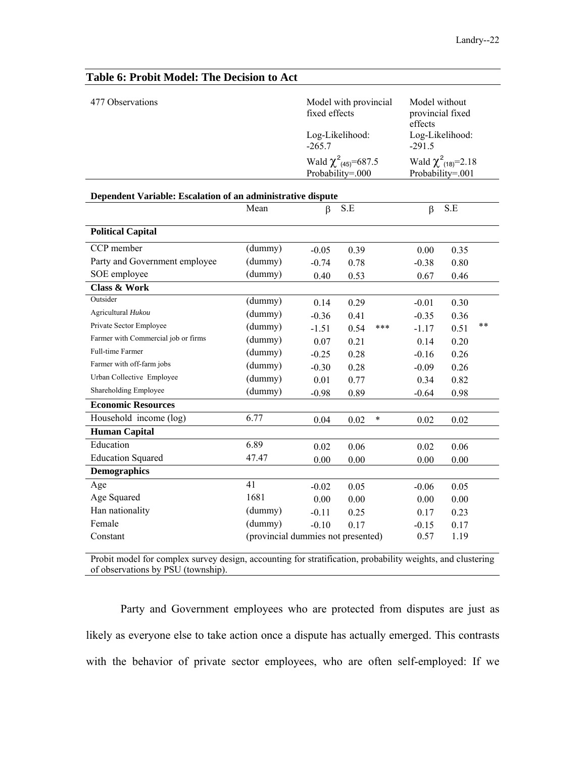## Table 6: Probit Model: The Decision to Act

| 477 Observations | | Model with provincial fixed effects | | | Model without provincial fixed effects | | |
|---|---|---|---|---|---|---|---|
| | | Log-Likelihood: -265.7 | | | Log-Likelihood: -291.5 | | |
| | | Wald $\chi^2_{(45)}$=687.5 Probability=.000 | | | Wald $\chi^2_{(18)}$=2.18 Probability=.001 | | |
| **Dependent Variable: Escalation of an administrative dispute** | | | | | | | |
| | Mean | β | S.E | | β | S.E | |
| **Political Capital** | | | | | | | |
| CCP member | (dummy) | -0.05 | 0.39 | | 0.00 | 0.35 | |
| Party and Government employee | (dummy) | -0.74 | 0.78 | | -0.38 | 0.80 | |
| SOE employee | (dummy) | 0.40 | 0.53 | | 0.67 | 0.46 | |
| **Class & Work** | | | | | | | |
| Outsider | (dummy) | 0.14 | 0.29 | | -0.01 | 0.30 | |
| Agricultural *Hukou* | (dummy) | -0.36 | 0.41 | | -0.35 | 0.36 | |
| Private Sector Employee | (dummy) | -1.51 | 0.54 | *** | -1.17 | 0.51 | ** |
| Farmer with Commercial job or firms | (dummy) | 0.07 | 0.21 | | 0.14 | 0.20 | |
| Full-time Farmer | (dummy) | -0.25 | 0.28 | | -0.16 | 0.26 | |
| Farmer with off-farm jobs | (dummy) | -0.30 | 0.28 | | -0.09 | 0.26 | |
| Urban Collective Employee | (dummy) | 0.01 | 0.77 | | 0.34 | 0.82 | |
| Shareholding Employee | (dummy) | -0.98 | 0.89 | | -0.64 | 0.98 | |
| **Economic Resources** | | | | | | | |
| Household income (log) | 6.77 | 0.04 | 0.02 | * | 0.02 | 0.02 | |
| **Human Capital** | | | | | | | |
| Education | 6.89 | 0.02 | 0.06 | | 0.02 | 0.06 | |
| Education Squared | 47.47 | 0.00 | 0.00 | | 0.00 | 0.00 | |
| **Demographics** | | | | | | | |
| Age | 41 | -0.02 | 0.05 | | -0.06 | 0.05 | |
| Age Squared | 1681 | 0.00 | 0.00 | | 0.00 | 0.00 | |
| Han nationality | (dummy) | -0.11 | 0.25 | | 0.17 | 0.23 | |
| Female | (dummy) | -0.10 | 0.17 | | -0.15 | 0.17 | |
| Constant | (provincial dummies not presented) | | | | 0.57 | 1.19 | |

Probit model for complex survey design, accounting for stratification, probability weights, and clustering of observations by PSU (township).

Party and Government employees who are protected from disputes are just as likely as everyone else to take action once a dispute has actually emerged. This contrasts with the behavior of private sector employees, who are often self-employed: If we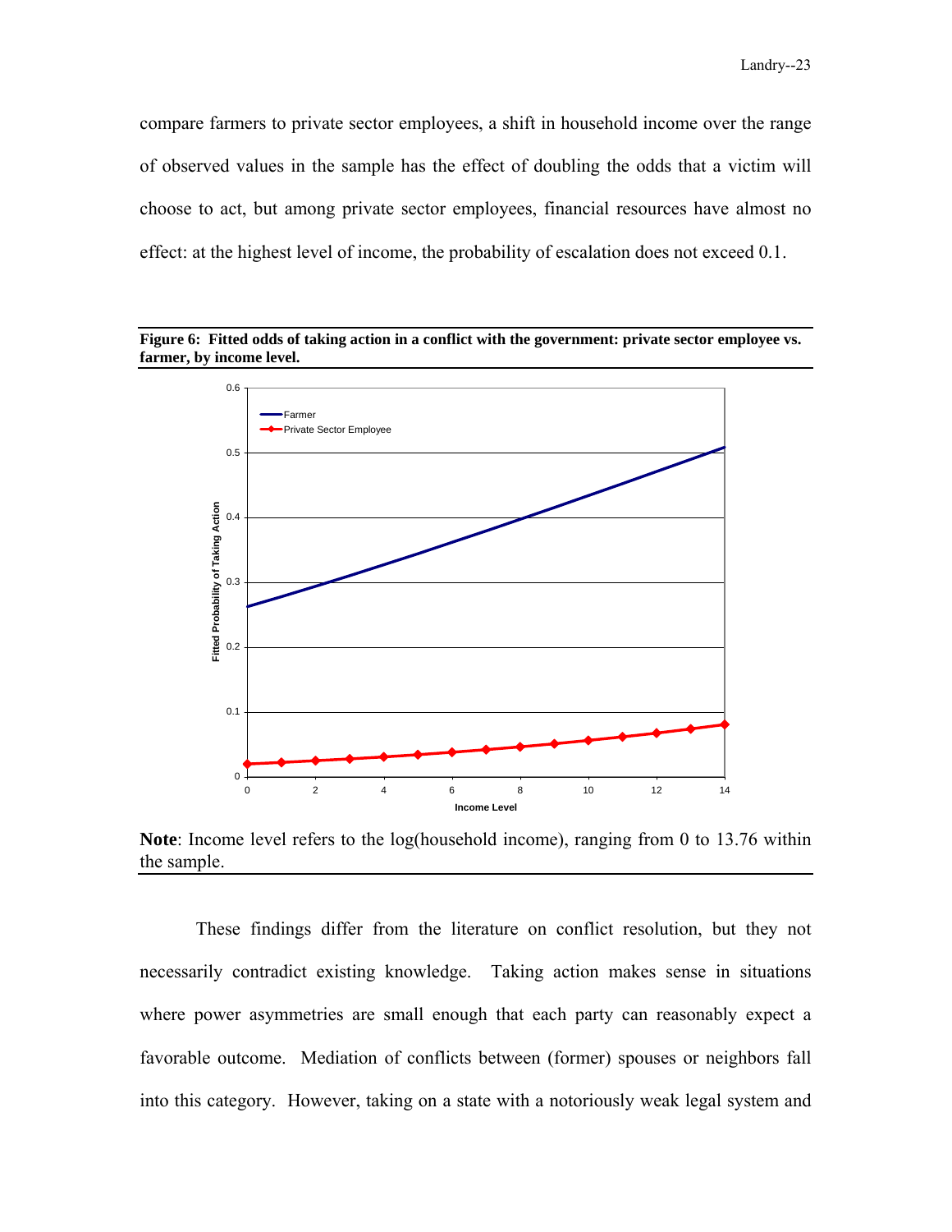compare farmers to private sector employees, a shift in household income over the range of observed values in the sample has the effect of doubling the odds that a victim will choose to act, but among private sector employees, financial resources have almost no effect: at the highest level of income, the probability of escalation does not exceed 0.1.

**Figure 6: Fitted odds of taking action in a conflict with the government: private sector employee vs. farmer, by income level.**

**Note**: Income level refers to the log(household income), ranging from 0 to 13.76 within the sample.

These findings differ from the literature on conflict resolution, but they not necessarily contradict existing knowledge. Taking action makes sense in situations where power asymmetries are small enough that each party can reasonably expect a favorable outcome. Mediation of conflicts between (former) spouses or neighbors fall into this category. However, taking on a state with a notoriously weak legal system and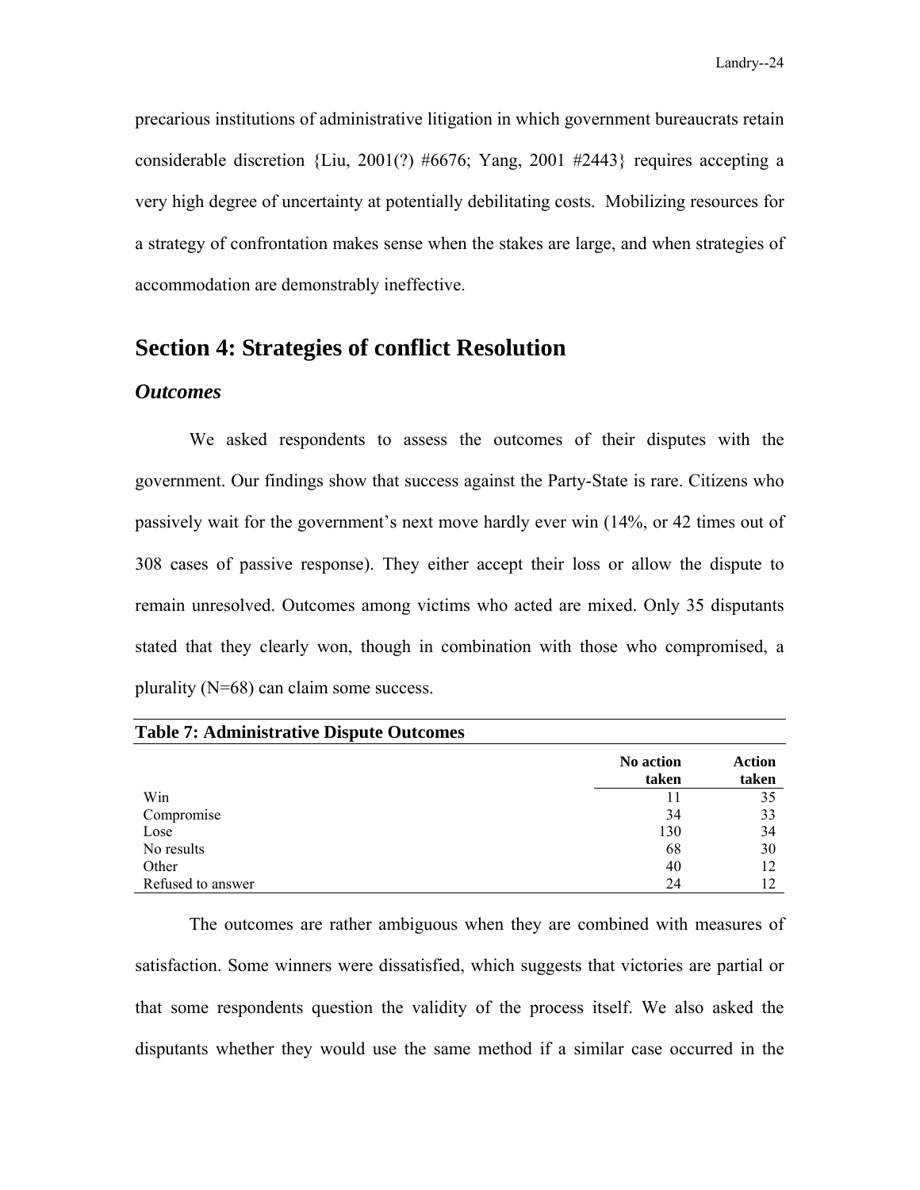precarious institutions of administrative litigation in which government bureaucrats retain considerable discretion {Liu, 2001(?) #6676; Yang, 2001 #2443} requires accepting a very high degree of uncertainty at potentially debilitating costs. Mobilizing resources for a strategy of confrontation makes sense when the stakes are large, and when strategies of accommodation are demonstrably ineffective.

## Section 4: Strategies of conflict Resolution

### *Outcomes*

We asked respondents to assess the outcomes of their disputes with the government. Our findings show that success against the Party-State is rare. Citizens who passively wait for the government's next move hardly ever win (14%, or 42 times out of 308 cases of passive response). They either accept their loss or allow the dispute to remain unresolved. Outcomes among victims who acted are mixed. Only 35 disputants stated that they clearly won, though in combination with those who compromised, a plurality (N=68) can claim some success.

**Table 7: Administrative Dispute Outcomes**

| | No action taken | Action taken |
|---|---|---|
| Win | 11 | 35 |
| Compromise | 34 | 33 |
| Lose | 130 | 34 |
| No results | 68 | 30 |
| Other | 40 | 12 |
| Refused to answer | 24 | 12 |

The outcomes are rather ambiguous when they are combined with measures of satisfaction. Some winners were dissatisfied, which suggests that victories are partial or that some respondents question the validity of the process itself. We also asked the disputants whether they would use the same method if a similar case occurred in the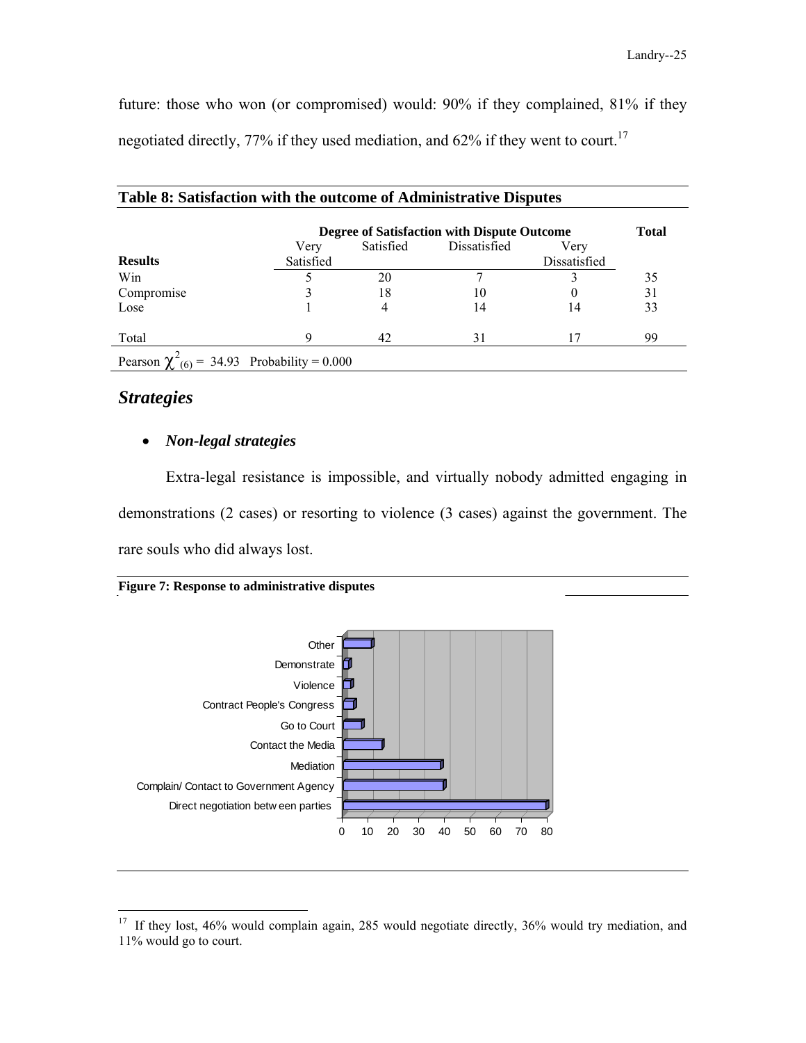future: those who won (or compromised) would: 90% if they complained, 81% if they negotiated directly, 77% if they used mediation, and 62% if they went to court.[17]

**Table 8: Satisfaction with the outcome of Administrative Disputes**

| | Degree of Satisfaction with Dispute Outcome | | | | Total |
|---|---|---|---|---|---|
| **Results** | Very Satisfied | Satisfied | Dissatisfied | Very Dissatisfied | |
| Win | 5 | 20 | 7 | 3 | 35 |
| Compromise | 3 | 18 | 10 | 0 | 31 |
| Lose | 1 | 4 | 14 | 14 | 33 |
| Total | 9 | 42 | 31 | 17 | 99 |

Pearson $\chi^2_{(6)} = 34.93$ Probability = 0.000

## *Strategies*

- ***Non-legal strategies***

Extra-legal resistance is impossible, and virtually nobody admitted engaging in demonstrations (2 cases) or resorting to violence (3 cases) against the government. The rare souls who did always lost.

**Figure 7: Response to administrative disputes**

[17] If they lost, 46% would complain again, 285 would negotiate directly, 36% would try mediation, and 11% would go to court.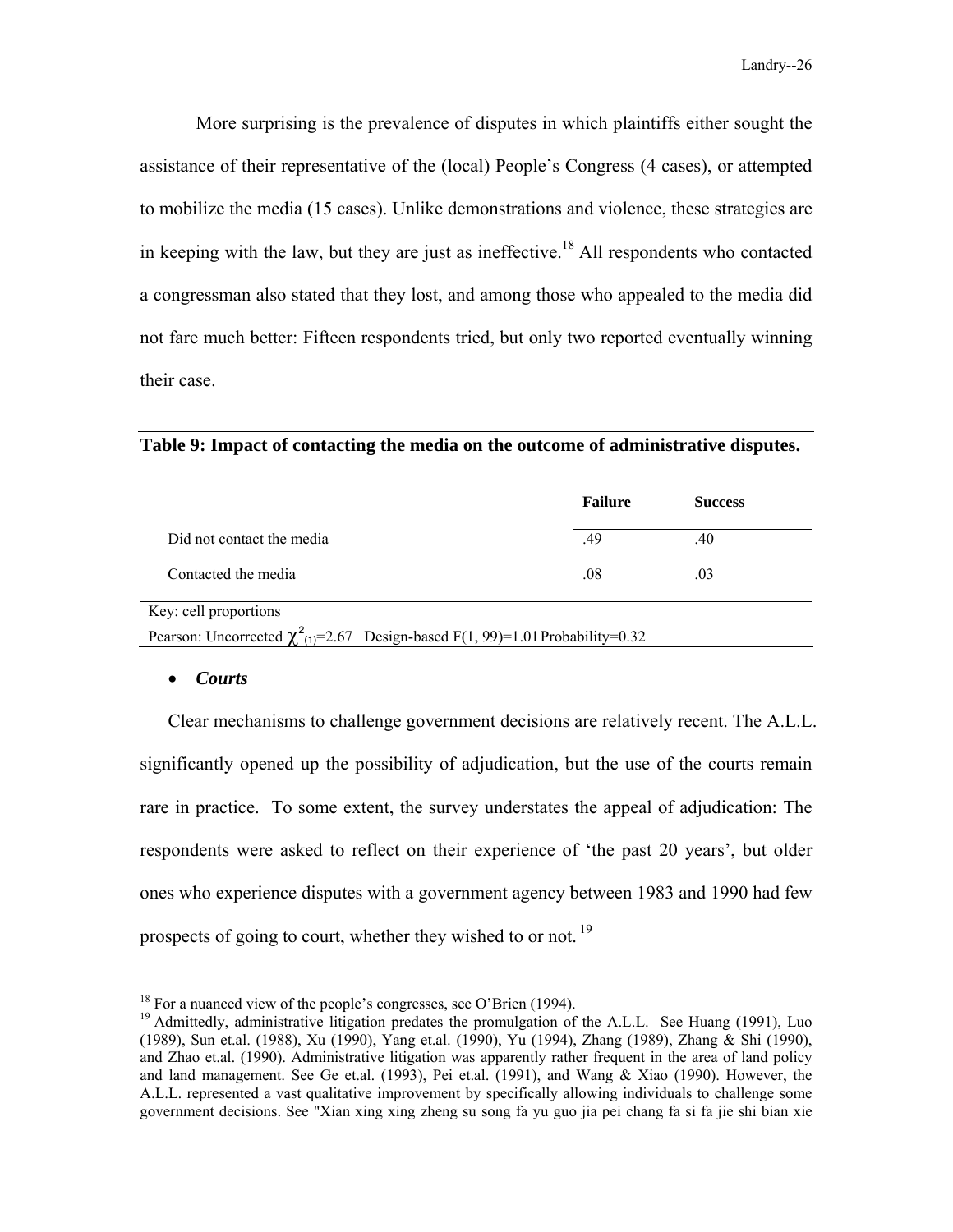More surprising is the prevalence of disputes in which plaintiffs either sought the assistance of their representative of the (local) People's Congress (4 cases), or attempted to mobilize the media (15 cases). Unlike demonstrations and violence, these strategies are in keeping with the law, but they are just as ineffective.[18] All respondents who contacted a congressman also stated that they lost, and among those who appealed to the media did not fare much better: Fifteen respondents tried, but only two reported eventually winning their case.

**Table 9: Impact of contacting the media on the outcome of administrative disputes.**

| | **Failure** | **Success** |
|---|---|---|
| Did not contact the media | .49 | .40 |
| Contacted the media | .08 | .03 |

Key: cell proportions

Pearson: Uncorrected $\chi^2_{(1)}$=2.67 Design-based F(1, 99)=1.01 Probability=0.32

- ***Courts***

Clear mechanisms to challenge government decisions are relatively recent. The A.L.L. significantly opened up the possibility of adjudication, but the use of the courts remain rare in practice. To some extent, the survey understates the appeal of adjudication: The respondents were asked to reflect on their experience of 'the past 20 years', but older ones who experience disputes with a government agency between 1983 and 1990 had few prospects of going to court, whether they wished to or not.[19]

[18] For a nuanced view of the people's congresses, see O'Brien (1994).

[19] Admittedly, administrative litigation predates the promulgation of the A.L.L. See Huang (1991), Luo (1989), Sun et.al. (1988), Xu (1990), Yang et.al. (1990), Yu (1994), Zhang (1989), Zhang & Shi (1990), and Zhao et.al. (1990). Administrative litigation was apparently rather frequent in the area of land policy and land management. See Ge et.al. (1993), Pei et.al. (1991), and Wang & Xiao (1990). However, the A.L.L. represented a vast qualitative improvement by specifically allowing individuals to challenge some government decisions. See "Xian xing xing zheng su song fa yu guo jia pei chang fa si fa jie shi bian xie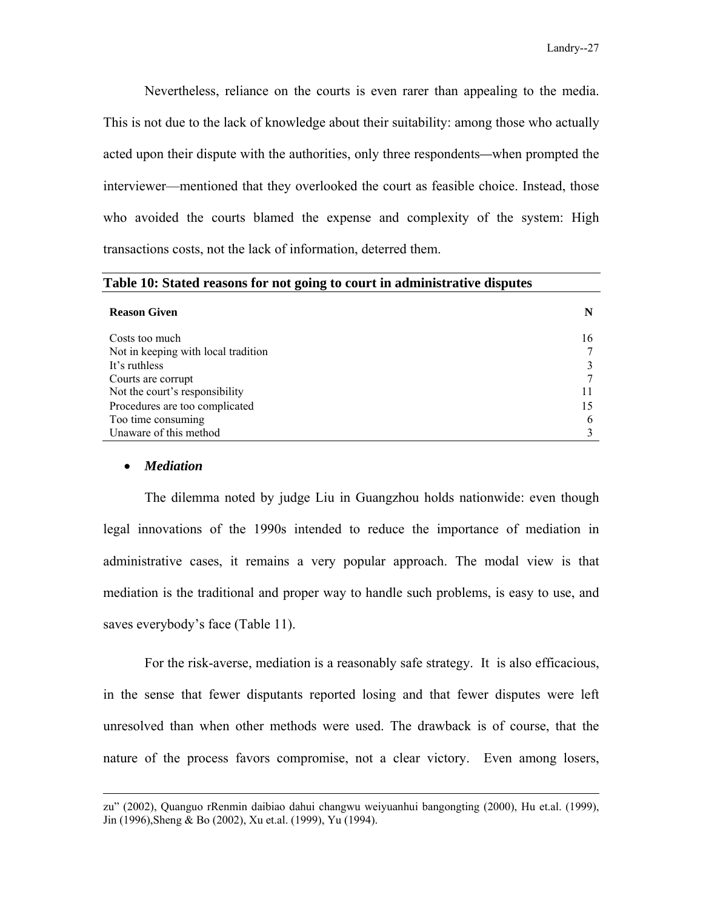Nevertheless, reliance on the courts is even rarer than appealing to the media. This is not due to the lack of knowledge about their suitability: among those who actually acted upon their dispute with the authorities, only three respondents—when prompted the interviewer—mentioned that they overlooked the court as feasible choice. Instead, those who avoided the courts blamed the expense and complexity of the system: High transactions costs, not the lack of information, deterred them.

**Table 10: Stated reasons for not going to court in administrative disputes**

| Reason Given | N |
|---|---|
| Costs too much | 16 |
| Not in keeping with local tradition | 7 |
| It's ruthless | 3 |
| Courts are corrupt | 7 |
| Not the court's responsibility | 11 |
| Procedures are too complicated | 15 |
| Too time consuming | 6 |
| Unaware of this method | 3 |

- ***Mediation***

The dilemma noted by judge Liu in Guangzhou holds nationwide: even though legal innovations of the 1990s intended to reduce the importance of mediation in administrative cases, it remains a very popular approach. The modal view is that mediation is the traditional and proper way to handle such problems, is easy to use, and saves everybody's face (Table 11).

For the risk-averse, mediation is a reasonably safe strategy. It is also efficacious, in the sense that fewer disputants reported losing and that fewer disputes were left unresolved than when other methods were used. The drawback is of course, that the nature of the process favors compromise, not a clear victory. Even among losers,

zu" (2002), Quanguo rRenmin daibiao dahui changwu weiyuanhui bangongting (2000), Hu et.al. (1999), Jin (1996),Sheng & Bo (2002), Xu et.al. (1999), Yu (1994).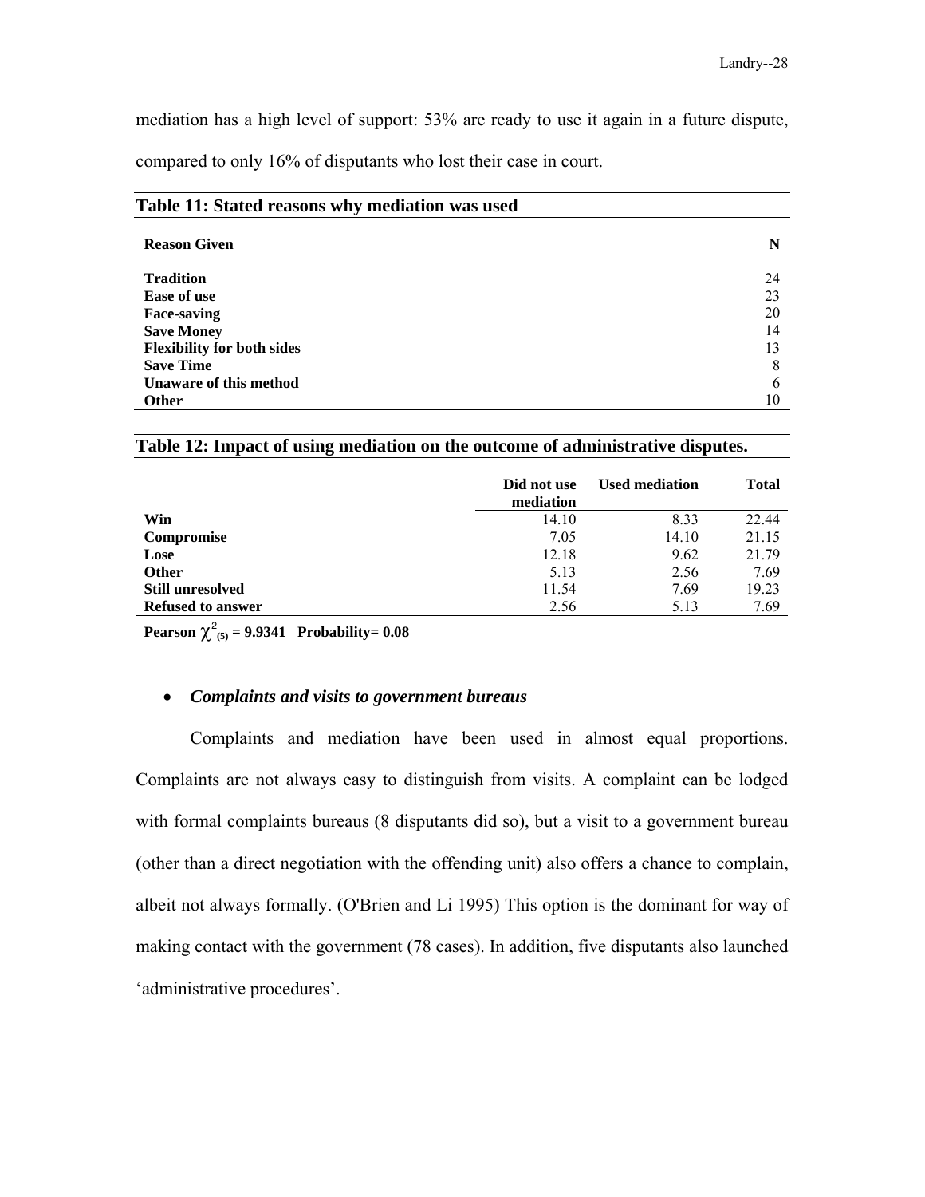mediation has a high level of support: 53% are ready to use it again in a future dispute, compared to only 16% of disputants who lost their case in court.

**Table 11: Stated reasons why mediation was used**

| Reason Given | N |
|---|---|
| **Tradition** | 24 |
| **Ease of use** | 23 |
| **Face-saving** | 20 |
| **Save Money** | 14 |
| **Flexibility for both sides** | 13 |
| **Save Time** | 8 |
| **Unaware of this method** | 6 |
| **Other** | 10 |

**Table 12: Impact of using mediation on the outcome of administrative disputes.**

| | Did not use mediation | Used mediation | Total |
|---|---|---|---|
| **Win** | 14.10 | 8.33 | 22.44 |
| **Compromise** | 7.05 | 14.10 | 21.15 |
| **Lose** | 12.18 | 9.62 | 21.79 |
| **Other** | 5.13 | 2.56 | 7.69 |
| **Still unresolved** | 11.54 | 7.69 | 19.23 |
| **Refused to answer** | 2.56 | 5.13 | 7.69 |
| **Pearson $\chi^2_{(5)}$ = 9.9341 Probability= 0.08** | | | |

- ***Complaints and visits to government bureaus***

Complaints and mediation have been used in almost equal proportions. Complaints are not always easy to distinguish from visits. A complaint can be lodged with formal complaints bureaus (8 disputants did so), but a visit to a government bureau (other than a direct negotiation with the offending unit) also offers a chance to complain, albeit not always formally. (O'Brien and Li 1995) This option is the dominant for way of making contact with the government (78 cases). In addition, five disputants also launched 'administrative procedures'.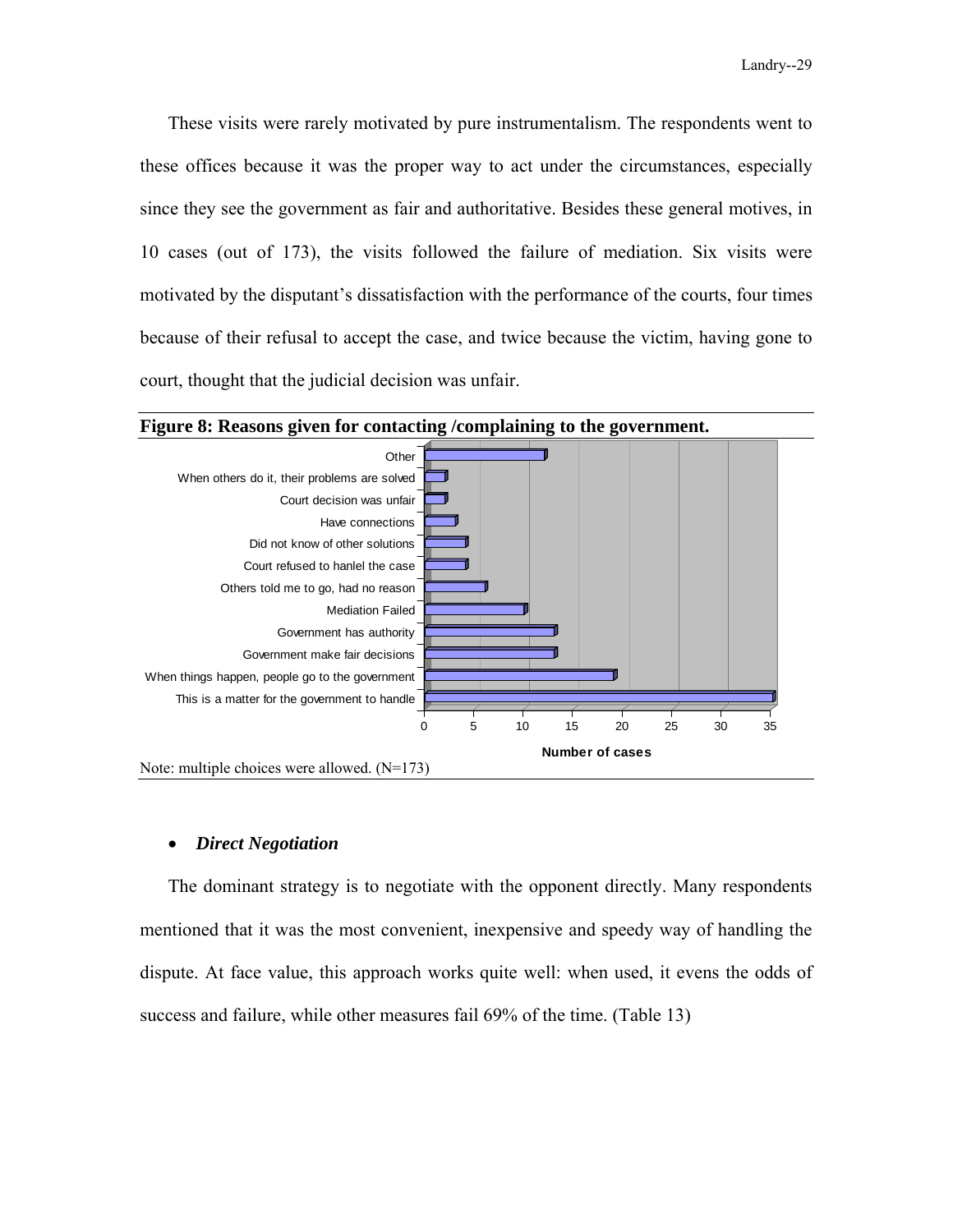These visits were rarely motivated by pure instrumentalism. The respondents went to these offices because it was the proper way to act under the circumstances, especially since they see the government as fair and authoritative. Besides these general motives, in 10 cases (out of 173), the visits followed the failure of mediation. Six visits were motivated by the disputant's dissatisfaction with the performance of the courts, four times because of their refusal to accept the case, and twice because the victim, having gone to court, thought that the judicial decision was unfair.

**Figure 8: Reasons given for contacting /complaining to the government.**

| Reason | Number of cases |
|---|---|
| Other | 12 |
| When others do it, their problems are solved | 2 |
| Court decision was unfair | 2 |
| Have connections | 3 |
| Did not know of other solutions | 4 |
| Court refused to hanlel the case | 4 |
| Others told me to go, had no reason | 6 |
| Mediation Failed | 10 |
| Government has authority | 13 |
| Government make fair decisions | 13 |
| When things happen, people go to the government | 19 |
| This is a matter for the government to handle | 35 |

Note: multiple choices were allowed. (N=173)

- ***Direct Negotiation***

The dominant strategy is to negotiate with the opponent directly. Many respondents mentioned that it was the most convenient, inexpensive and speedy way of handling the dispute. At face value, this approach works quite well: when used, it evens the odds of success and failure, while other measures fail 69% of the time. (Table 13)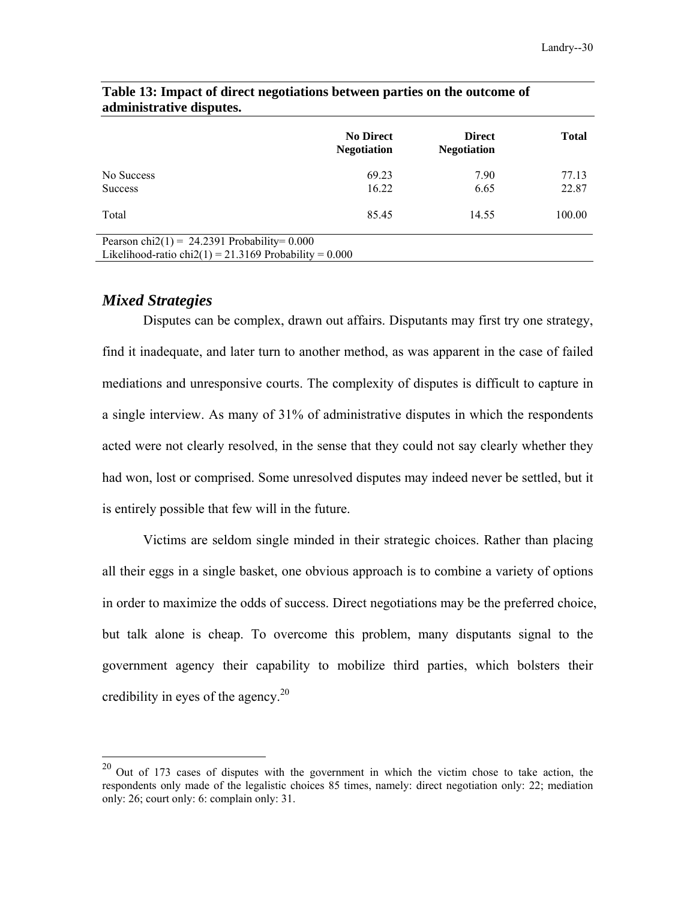**Table 13: Impact of direct negotiations between parties on the outcome of administrative disputes.**

| | No Direct Negotiation | Direct Negotiation | Total |
|---|---|---|---|
| No Success | 69.23 | 7.90 | 77.13 |
| Success | 16.22 | 6.65 | 22.87 |
| Total | 85.45 | 14.55 | 100.00 |

Pearson chi2(1) = 24.2391 Probability= 0.000
Likelihood-ratio chi2(1) = 21.3169 Probability = 0.000

### *Mixed Strategies*

Disputes can be complex, drawn out affairs. Disputants may first try one strategy, find it inadequate, and later turn to another method, as was apparent in the case of failed mediations and unresponsive courts. The complexity of disputes is difficult to capture in a single interview. As many of 31% of administrative disputes in which the respondents acted were not clearly resolved, in the sense that they could not say clearly whether they had won, lost or comprised. Some unresolved disputes may indeed never be settled, but it is entirely possible that few will in the future.

Victims are seldom single minded in their strategic choices. Rather than placing all their eggs in a single basket, one obvious approach is to combine a variety of options in order to maximize the odds of success. Direct negotiations may be the preferred choice, but talk alone is cheap. To overcome this problem, many disputants signal to the government agency their capability to mobilize third parties, which bolsters their credibility in eyes of the agency.[20]

[20] Out of 173 cases of disputes with the government in which the victim chose to take action, the respondents only made of the legalistic choices 85 times, namely: direct negotiation only: 22; mediation only: 26; court only: 6: complain only: 31.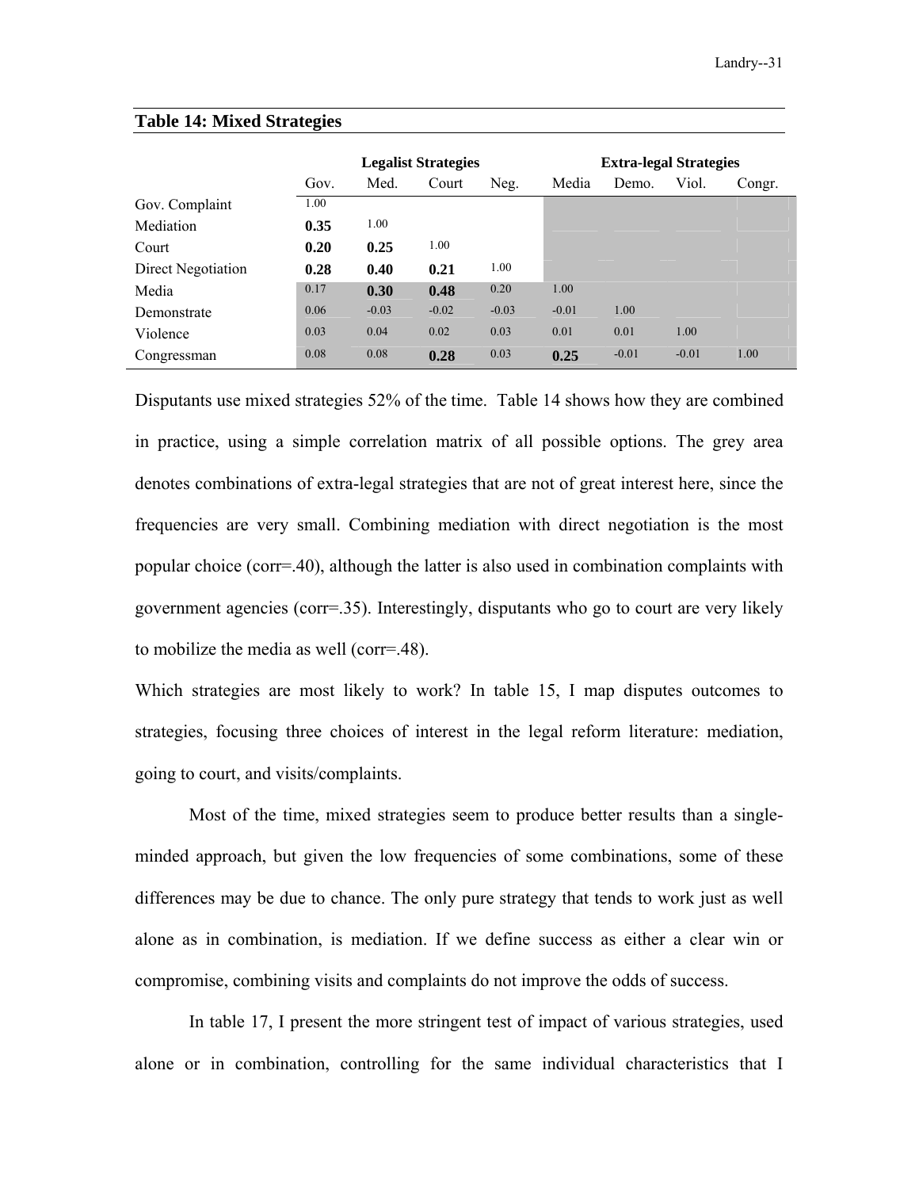**Table 14: Mixed Strategies**

| | Legalist Strategies | | | | Extra-legal Strategies | | | |
|---|---|---|---|---|---|---|---|---|
| | Gov. | Med. | Court | Neg. | Media | Demo. | Viol. | Congr. |
| Gov. Complaint | 1.00 | | | | | | | |
| Mediation | **0.35** | 1.00 | | | | | | |
| Court | **0.20** | **0.25** | 1.00 | | | | | |
| Direct Negotiation | **0.28** | **0.40** | **0.21** | 1.00 | | | | |
| Media | 0.17 | **0.30** | **0.48** | 0.20 | 1.00 | | | |
| Demonstrate | 0.06 | -0.03 | -0.02 | -0.03 | -0.01 | 1.00 | | |
| Violence | 0.03 | 0.04 | 0.02 | 0.03 | 0.01 | 0.01 | 1.00 | |
| Congressman | 0.08 | 0.08 | **0.28** | 0.03 | **0.25** | -0.01 | -0.01 | 1.00 |

Disputants use mixed strategies 52% of the time. Table 14 shows how they are combined in practice, using a simple correlation matrix of all possible options. The grey area denotes combinations of extra-legal strategies that are not of great interest here, since the frequencies are very small. Combining mediation with direct negotiation is the most popular choice (corr=.40), although the latter is also used in combination complaints with government agencies (corr=.35). Interestingly, disputants who go to court are very likely to mobilize the media as well (corr=.48).

Which strategies are most likely to work? In table 15, I map disputes outcomes to strategies, focusing three choices of interest in the legal reform literature: mediation, going to court, and visits/complaints.

Most of the time, mixed strategies seem to produce better results than a single-minded approach, but given the low frequencies of some combinations, some of these differences may be due to chance. The only pure strategy that tends to work just as well alone as in combination, is mediation. If we define success as either a clear win or compromise, combining visits and complaints do not improve the odds of success.

In table 17, I present the more stringent test of impact of various strategies, used alone or in combination, controlling for the same individual characteristics that I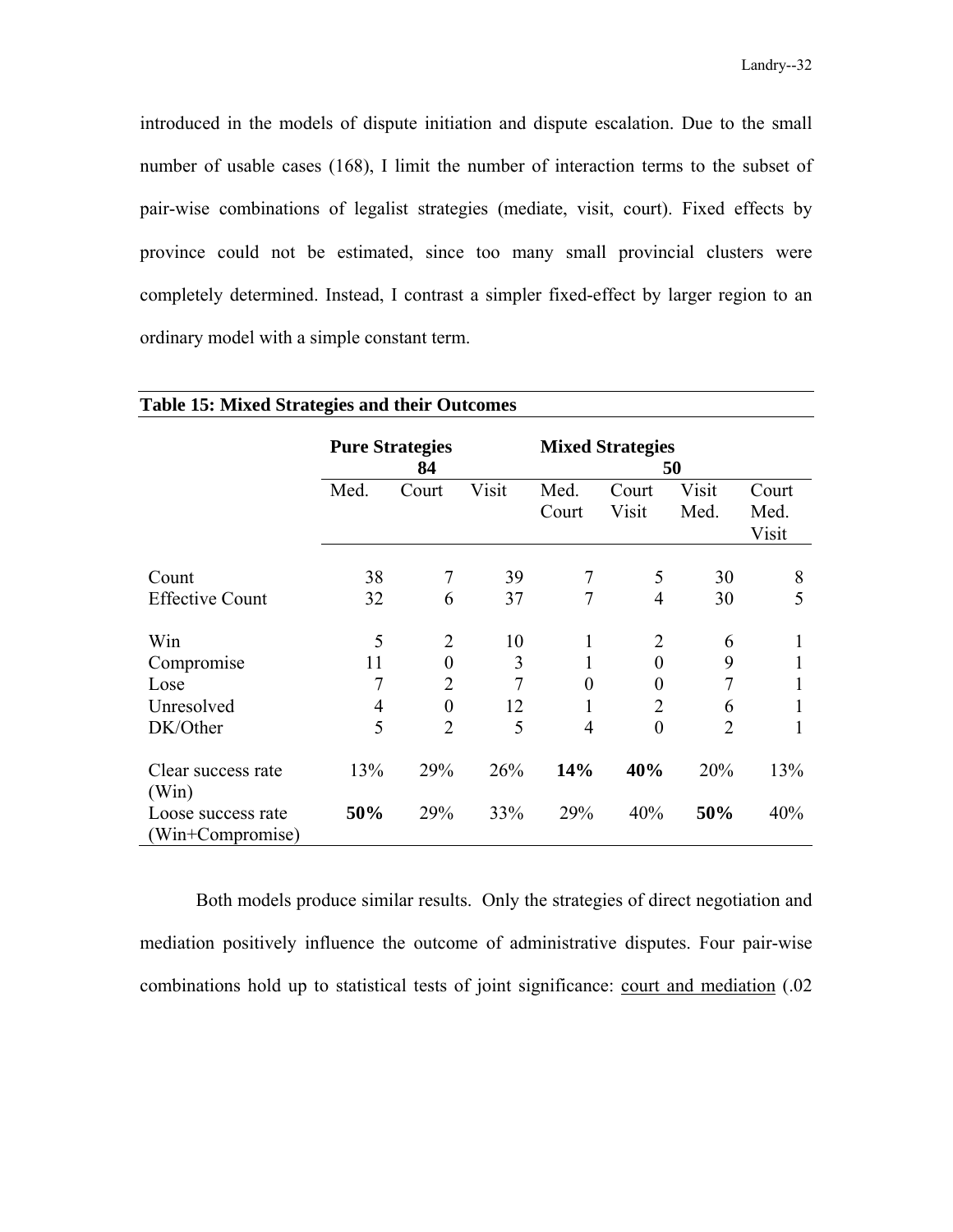introduced in the models of dispute initiation and dispute escalation. Due to the small number of usable cases (168), I limit the number of interaction terms to the subset of pair-wise combinations of legalist strategies (mediate, visit, court). Fixed effects by province could not be estimated, since too many small provincial clusters were completely determined. Instead, I contrast a simpler fixed-effect by larger region to an ordinary model with a simple constant term.

**Table 15: Mixed Strategies and their Outcomes**

| | **Pure Strategies 84** | | | **Mixed Strategies 50** | | | |
|---|---|---|---|---|---|---|---|
| | Med. | Court | Visit | Med. Court | Court Visit | Visit Med. | Court Med. Visit |
| Count | 38 | 7 | 39 | 7 | 5 | 30 | 8 |
| Effective Count | 32 | 6 | 37 | 7 | 4 | 30 | 5 |
| Win | 5 | 2 | 10 | 1 | 2 | 6 | 1 |
| Compromise | 11 | 0 | 3 | 1 | 0 | 9 | 1 |
| Lose | 7 | 2 | 7 | 0 | 0 | 7 | 1 |
| Unresolved | 4 | 0 | 12 | 1 | 2 | 6 | 1 |
| DK/Other | 5 | 2 | 5 | 4 | 0 | 2 | 1 |
| Clear success rate (Win) | 13% | 29% | 26% | **14%** | **40%** | 20% | 13% |
| Loose success rate (Win+Compromise) | **50%** | 29% | 33% | 29% | 40% | **50%** | 40% |

Both models produce similar results. Only the strategies of direct negotiation and mediation positively influence the outcome of administrative disputes. Four pair-wise combinations hold up to statistical tests of joint significance: <u>court and mediation</u> (.02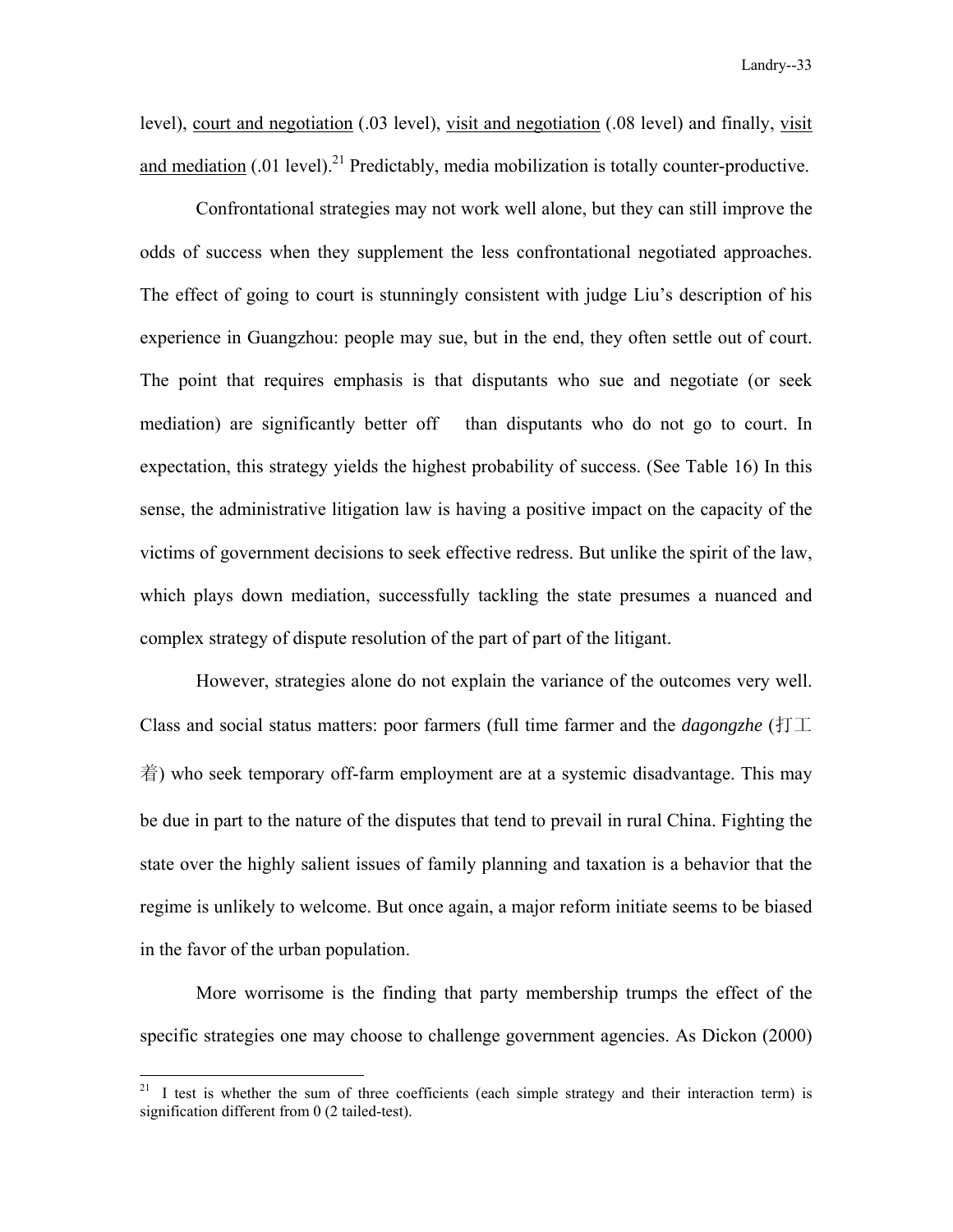level), <u>court and negotiation</u> (.03 level), <u>visit and negotiation</u> (.08 level) and finally, <u>visit and mediation</u> (.01 level).[21] Predictably, media mobilization is totally counter-productive.

Confrontational strategies may not work well alone, but they can still improve the odds of success when they supplement the less confrontational negotiated approaches. The effect of going to court is stunningly consistent with judge Liu's description of his experience in Guangzhou: people may sue, but in the end, they often settle out of court. The point that requires emphasis is that disputants who sue and negotiate (or seek mediation) are significantly better off than disputants who do not go to court. In expectation, this strategy yields the highest probability of success. (See Table 16) In this sense, the administrative litigation law is having a positive impact on the capacity of the victims of government decisions to seek effective redress. But unlike the spirit of the law, which plays down mediation, successfully tackling the state presumes a nuanced and complex strategy of dispute resolution of the part of part of the litigant.

However, strategies alone do not explain the variance of the outcomes very well. Class and social status matters: poor farmers (full time farmer and the *dagongzhe* (打工着) who seek temporary off-farm employment are at a systemic disadvantage. This may be due in part to the nature of the disputes that tend to prevail in rural China. Fighting the state over the highly salient issues of family planning and taxation is a behavior that the regime is unlikely to welcome. But once again, a major reform initiate seems to be biased in the favor of the urban population.

More worrisome is the finding that party membership trumps the effect of the specific strategies one may choose to challenge government agencies. As Dickon (2000)

---

[21] I test is whether the sum of three coefficients (each simple strategy and their interaction term) is signification different from 0 (2 tailed-test).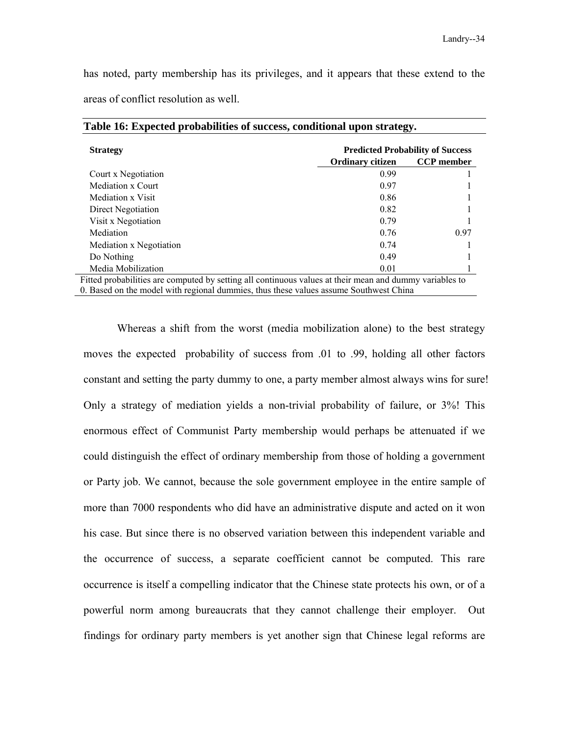has noted, party membership has its privileges, and it appears that these extend to the areas of conflict resolution as well.

**Table 16: Expected probabilities of success, conditional upon strategy.**

| Strategy | Predicted Probability of Success | |
|---|---|---|
| | Ordinary citizen | CCP member |
| Court x Negotiation | 0.99 | 1 |
| Mediation x Court | 0.97 | 1 |
| Mediation x Visit | 0.86 | 1 |
| Direct Negotiation | 0.82 | 1 |
| Visit x Negotiation | 0.79 | 1 |
| Mediation | 0.76 | 0.97 |
| Mediation x Negotiation | 0.74 | 1 |
| Do Nothing | 0.49 | 1 |
| Media Mobilization | 0.01 | 1 |

Fitted probabilities are computed by setting all continuous values at their mean and dummy variables to 0. Based on the model with regional dummies, thus these values assume Southwest China

Whereas a shift from the worst (media mobilization alone) to the best strategy moves the expected probability of success from .01 to .99, holding all other factors constant and setting the party dummy to one, a party member almost always wins for sure! Only a strategy of mediation yields a non-trivial probability of failure, or 3%! This enormous effect of Communist Party membership would perhaps be attenuated if we could distinguish the effect of ordinary membership from those of holding a government or Party job. We cannot, because the sole government employee in the entire sample of more than 7000 respondents who did have an administrative dispute and acted on it won his case. But since there is no observed variation between this independent variable and the occurrence of success, a separate coefficient cannot be computed. This rare occurrence is itself a compelling indicator that the Chinese state protects his own, or of a powerful norm among bureaucrats that they cannot challenge their employer. Out findings for ordinary party members is yet another sign that Chinese legal reforms are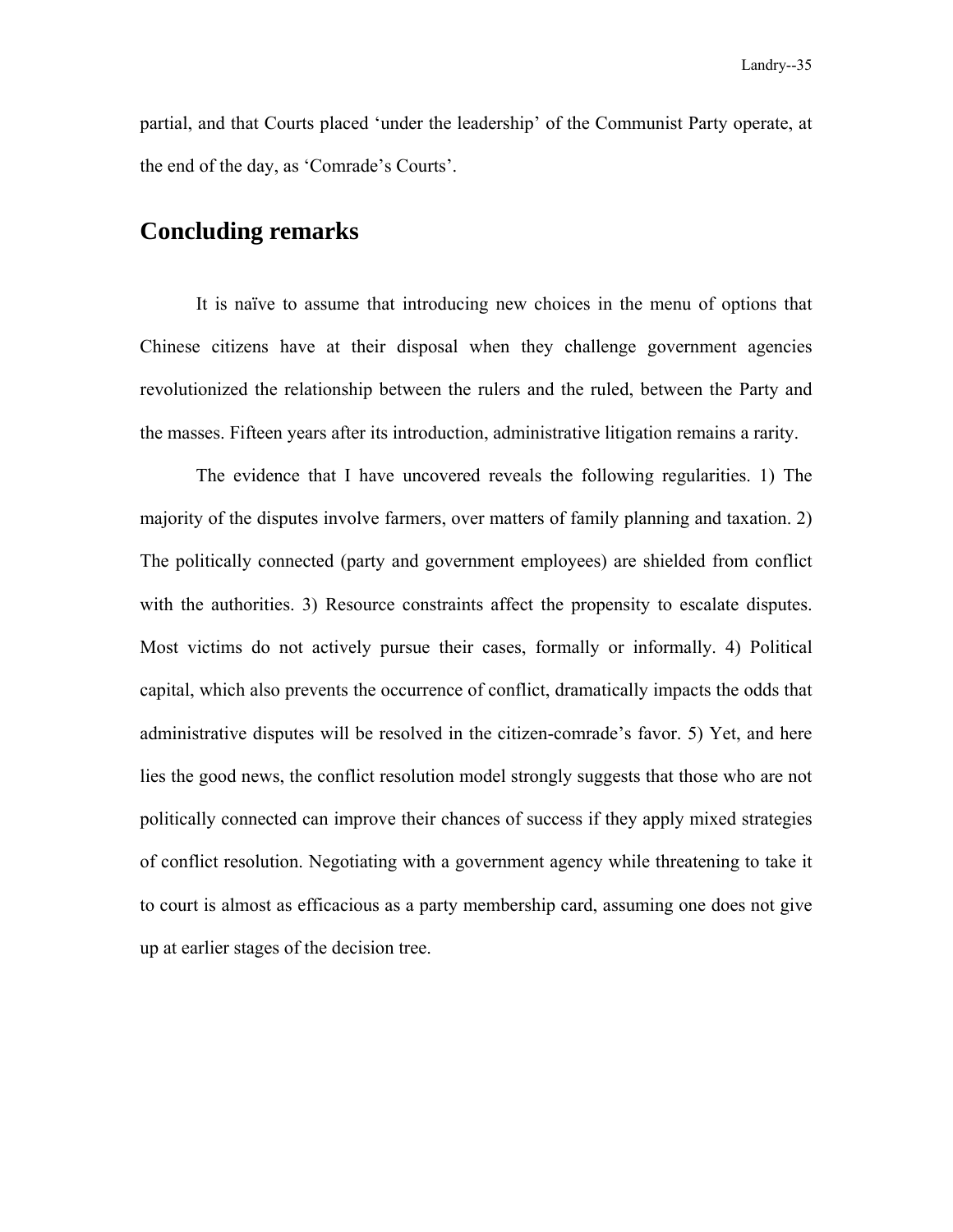partial, and that Courts placed 'under the leadership' of the Communist Party operate, at the end of the day, as 'Comrade's Courts'.

## Concluding remarks

It is naïve to assume that introducing new choices in the menu of options that Chinese citizens have at their disposal when they challenge government agencies revolutionized the relationship between the rulers and the ruled, between the Party and the masses. Fifteen years after its introduction, administrative litigation remains a rarity.

The evidence that I have uncovered reveals the following regularities. 1) The majority of the disputes involve farmers, over matters of family planning and taxation. 2) The politically connected (party and government employees) are shielded from conflict with the authorities. 3) Resource constraints affect the propensity to escalate disputes. Most victims do not actively pursue their cases, formally or informally. 4) Political capital, which also prevents the occurrence of conflict, dramatically impacts the odds that administrative disputes will be resolved in the citizen-comrade's favor. 5) Yet, and here lies the good news, the conflict resolution model strongly suggests that those who are not politically connected can improve their chances of success if they apply mixed strategies of conflict resolution. Negotiating with a government agency while threatening to take it to court is almost as efficacious as a party membership card, assuming one does not give up at earlier stages of the decision tree.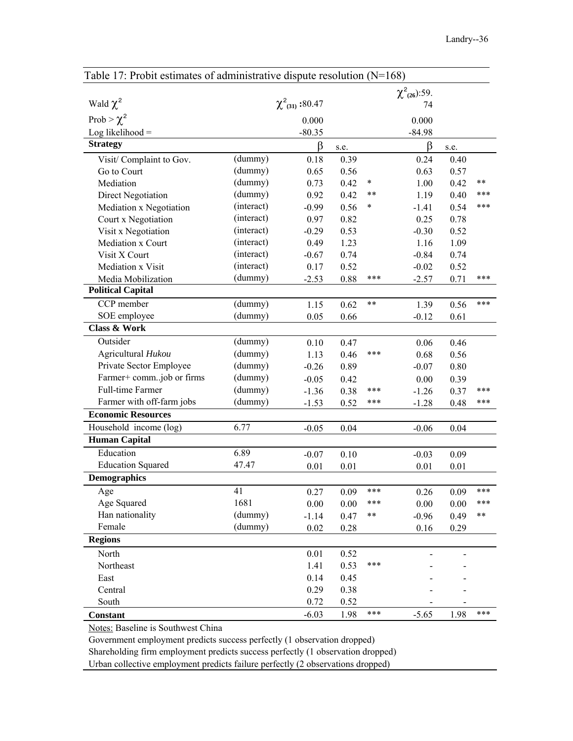Table 17: Probit estimates of administrative dispute resolution (N=168)

| | | | | | | | |
|---|---|---|---|---|---|---|---|
| Wald $\chi^2$ | | $\chi^2_{(31)}$ :80.47 | | | $\chi^2_{(26)}$:59.74 | | |
| Prob > $\chi^2$ | | 0.000 | | | 0.000 | | |
| Log likelihood = | | -80.35 | | | -84.98 | | |
| **Strategy** | | β | s.e. | | β | s.e. | |
| Visit/ Complaint to Gov. | (dummy) | 0.18 | 0.39 | | 0.24 | 0.40 | |
| Go to Court | (dummy) | 0.65 | 0.56 | | 0.63 | 0.57 | |
| Mediation | (dummy) | 0.73 | 0.42 | * | 1.00 | 0.42 | ** |
| Direct Negotiation | (dummy) | 0.92 | 0.42 | ** | 1.19 | 0.40 | *** |
| Mediation x Negotiation | (interact) | -0.99 | 0.56 | * | -1.41 | 0.54 | *** |
| Court x Negotiation | (interact) | 0.97 | 0.82 | | 0.25 | 0.78 | |
| Visit x Negotiation | (interact) | -0.29 | 0.53 | | -0.30 | 0.52 | |
| Mediation x Court | (interact) | 0.49 | 1.23 | | 1.16 | 1.09 | |
| Visit X Court | (interact) | -0.67 | 0.74 | | -0.84 | 0.74 | |
| Mediation x Visit | (interact) | 0.17 | 0.52 | | -0.02 | 0.52 | |
| Media Mobilization | (dummy) | -2.53 | 0.88 | *** | -2.57 | 0.71 | *** |
| **Political Capital** | | | | | | | |
| CCP member | (dummy) | 1.15 | 0.62 | ** | 1.39 | 0.56 | *** |
| SOE employee | (dummy) | 0.05 | 0.66 | | -0.12 | 0.61 | |
| **Class & Work** | | | | | | | |
| Outsider | (dummy) | 0.10 | 0.47 | | 0.06 | 0.46 | |
| Agricultural *Hukou* | (dummy) | 1.13 | 0.46 | *** | 0.68 | 0.56 | |
| Private Sector Employee | (dummy) | -0.26 | 0.89 | | -0.07 | 0.80 | |
| Farmer+ comm..job or firms | (dummy) | -0.05 | 0.42 | | 0.00 | 0.39 | |
| Full-time Farmer | (dummy) | -1.36 | 0.38 | *** | -1.26 | 0.37 | *** |
| Farmer with off-farm jobs | (dummy) | -1.53 | 0.52 | *** | -1.28 | 0.48 | *** |
| **Economic Resources** | | | | | | | |
| Household income (log) | 6.77 | -0.05 | 0.04 | | -0.06 | 0.04 | |
| **Human Capital** | | | | | | | |
| Education | 6.89 | -0.07 | 0.10 | | -0.03 | 0.09 | |
| Education Squared | 47.47 | 0.01 | 0.01 | | 0.01 | 0.01 | |
| **Demographics** | | | | | | | |
| Age | 41 | 0.27 | 0.09 | *** | 0.26 | 0.09 | *** |
| Age Squared | 1681 | 0.00 | 0.00 | *** | 0.00 | 0.00 | *** |
| Han nationality | (dummy) | -1.14 | 0.47 | ** | -0.96 | 0.49 | ** |
| Female | (dummy) | 0.02 | 0.28 | | 0.16 | 0.29 | |
| **Regions** | | | | | | | |
| North | | 0.01 | 0.52 | | - | - | |
| Northeast | | 1.41 | 0.53 | *** | - | - | |
| East | | 0.14 | 0.45 | | - | - | |
| Central | | 0.29 | 0.38 | | - | - | |
| South | | 0.72 | 0.52 | | - | - | |
| **Constant** | | -6.03 | 1.98 | *** | -5.65 | 1.98 | *** |

Notes: Baseline is Southwest China

Government employment predicts success perfectly (1 observation dropped)

Shareholding firm employment predicts success perfectly (1 observation dropped)

Urban collective employment predicts failure perfectly (2 observations dropped)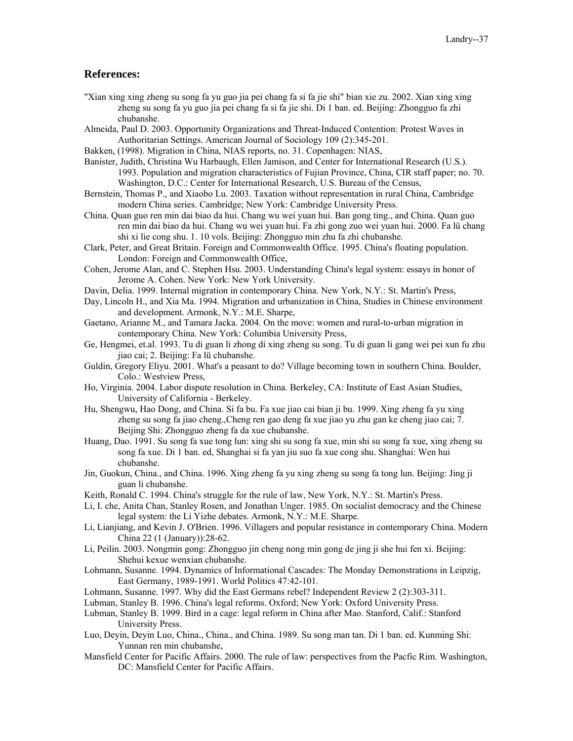## References:

"Xian xing xing zheng su song fa yu guo jia pei chang fa si fa jie shi" bian xie zu. 2002. Xian xing xing zheng su song fa yu guo jia pei chang fa si fa jie shi. Di 1 ban. ed. Beijing: Zhongguo fa zhi chubanshe.

Almeida, Paul D. 2003. Opportunity Organizations and Threat-Induced Contention: Protest Waves in Authoritarian Settings. American Journal of Sociology 109 (2):345-201.

Bakken, (1998). Migration in China, NIAS reports, no. 31. Copenhagen: NIAS,

Banister, Judith, Christina Wu Harbaugh, Ellen Jamison, and Center for International Research (U.S.). 1993. Population and migration characteristics of Fujian Province, China, CIR staff paper; no. 70. Washington, D.C.: Center for International Research, U.S. Bureau of the Census,

Bernstein, Thomas P., and Xiaobo Lu. 2003. Taxation without representation in rural China, Cambridge modern China series. Cambridge; New York: Cambridge University Press.

China. Quan guo ren min dai biao da hui. Chang wu wei yuan hui. Ban gong ting., and China. Quan guo ren min dai biao da hui. Chang wu wei yuan hui. Fa zhi gong zuo wei yuan hui. 2000. Fa lü chang shi xi lie cong shu. 1. 10 vols. Beijing: Zhongguo min zhu fa zhi chubanshe.

Clark, Peter, and Great Britain. Foreign and Commonwealth Office. 1995. China's floating population. London: Foreign and Commonwealth Office,

Cohen, Jerome Alan, and C. Stephen Hsu. 2003. Understanding China's legal system: essays in honor of Jerome A. Cohen. New York: New York University.

Davin, Delia. 1999. Internal migration in contemporary China. New York, N.Y.: St. Martin's Press,

Day, Lincoln H., and Xia Ma. 1994. Migration and urbanization in China, Studies in Chinese environment and development. Armonk, N.Y.: M.E. Sharpe,

Gaetano, Arianne M., and Tamara Jacka. 2004. On the move: women and rural-to-urban migration in contemporary China. New York: Columbia University Press,

Ge, Hengmei, et.al. 1993. Tu di guan li zhong di xing zheng su song. Tu di guan li gang wei pei xun fu zhu jiao cai; 2. Beijing: Fa lü chubanshe.

Guldin, Gregory Eliyu. 2001. What's a peasant to do? Village becoming town in southern China. Boulder, Colo.: Westview Press,

Ho, Virginia. 2004. Labor dispute resolution in China. Berkeley, CA: Institute of East Asian Studies, University of California - Berkeley.

Hu, Shengwu, Hao Dong, and China. Si fa bu. Fa xue jiao cai bian ji bu. 1999. Xing zheng fa yu xing zheng su song fa jiao cheng.,Cheng ren gao deng fa xue jiao yu zhu gan ke cheng jiao cai; 7. Beijing Shi: Zhongguo zheng fa da xue chubanshe.

Huang, Dao. 1991. Su song fa xue tong lun: xing shi su song fa xue, min shi su song fa xue, xing zheng su song fa xue. Di 1 ban. ed, Shanghai si fa yan jiu suo fa xue cong shu. Shanghai: Wen hui chubanshe.

Jin, Guokun, China., and China. 1996. Xing zheng fa yu xing zheng su song fa tong lun. Beijing: Jing ji guan li chubanshe.

Keith, Ronald C. 1994. China's struggle for the rule of law, New York, N.Y.: St. Martin's Press.

Li, I. che, Anita Chan, Stanley Rosen, and Jonathan Unger. 1985. On socialist democracy and the Chinese legal system: the Li Yizhe debates. Armonk, N.Y.: M.E. Sharpe.

Li, Lianjiang, and Kevin J. O'Brien. 1996. Villagers and popular resistance in contemporary China. Modern China 22 (1 (January)):28-62.

Li, Peilin. 2003. Nongmin gong: Zhongguo jin cheng nong min gong de jing ji she hui fen xi. Beijing: Shehui kexue wenxian chubanshe.

Lohmann, Susanne. 1994. Dynamics of Informational Cascades: The Monday Demonstrations in Leipzig, East Germany, 1989-1991. World Politics 47:42-101.

Lohmann, Susanne. 1997. Why did the East Germans rebel? Independent Review 2 (2):303-311.

Lubman, Stanley B. 1996. China's legal reforms. Oxford; New York: Oxford University Press.

Lubman, Stanley B. 1999. Bird in a cage: legal reform in China after Mao. Stanford, Calif.: Stanford University Press.

Luo, Deyin, Deyin Luo, China., China., and China. 1989. Su song man tan. Di 1 ban. ed. Kunming Shi: Yunnan ren min chubanshe,

Mansfield Center for Pacific Affairs. 2000. The rule of law: perspectives from the Pacfic Rim. Washington, DC: Mansfield Center for Pacific Affairs.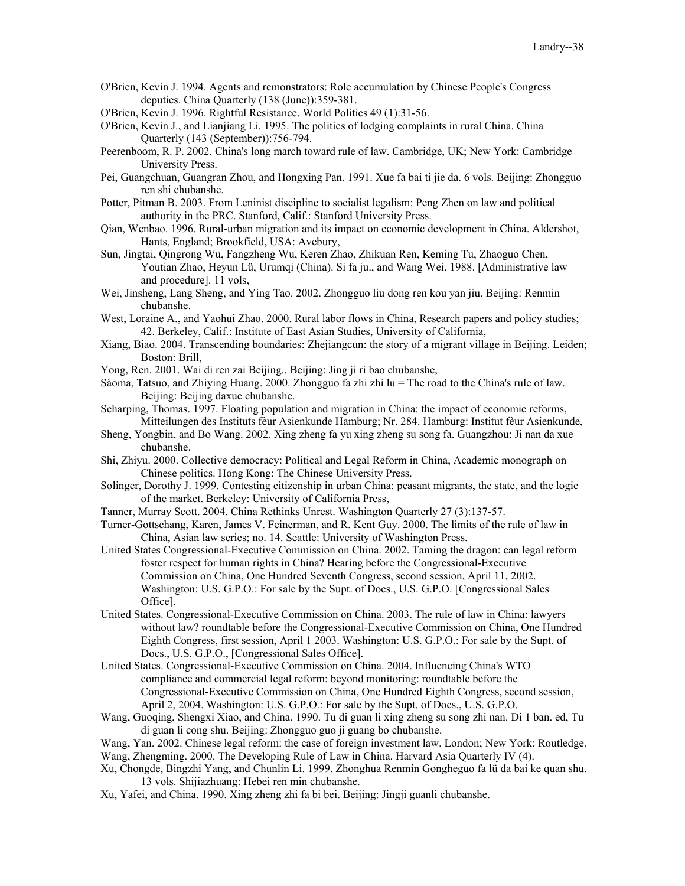O'Brien, Kevin J. 1994. Agents and remonstrators: Role accumulation by Chinese People's Congress deputies. China Quarterly (138 (June)):359-381.

O'Brien, Kevin J. 1996. Rightful Resistance. World Politics 49 (1):31-56.

O'Brien, Kevin J., and Lianjiang Li. 1995. The politics of lodging complaints in rural China. China Quarterly (143 (September)):756-794.

Peerenboom, R. P. 2002. China's long march toward rule of law. Cambridge, UK; New York: Cambridge University Press.

Pei, Guangchuan, Guangran Zhou, and Hongxing Pan. 1991. Xue fa bai ti jie da. 6 vols. Beijing: Zhongguo ren shi chubanshe.

Potter, Pitman B. 2003. From Leninist discipline to socialist legalism: Peng Zhen on law and political authority in the PRC. Stanford, Calif.: Stanford University Press.

Qian, Wenbao. 1996. Rural-urban migration and its impact on economic development in China. Aldershot, Hants, England; Brookfield, USA: Avebury,

Sun, Jingtai, Qingrong Wu, Fangzheng Wu, Keren Zhao, Zhikuan Ren, Keming Tu, Zhaoguo Chen, Youtian Zhao, Heyun Lü, Urumqi (China). Si fa ju., and Wang Wei. 1988. [Administrative law and procedure]. 11 vols,

Wei, Jinsheng, Lang Sheng, and Ying Tao. 2002. Zhongguo liu dong ren kou yan jiu. Beijing: Renmin chubanshe.

West, Loraine A., and Yaohui Zhao. 2000. Rural labor flows in China, Research papers and policy studies; 42. Berkeley, Calif.: Institute of East Asian Studies, University of California,

Xiang, Biao. 2004. Transcending boundaries: Zhejiangcun: the story of a migrant village in Beijing. Leiden; Boston: Brill,

Yong, Ren. 2001. Wai di ren zai Beijing.. Beijing: Jing ji ri bao chubanshe,

Såoma, Tatsuo, and Zhiying Huang. 2000. Zhongguo fa zhi zhi lu = The road to the China's rule of law. Beijing: Beijing daxue chubanshe.

Scharping, Thomas. 1997. Floating population and migration in China: the impact of economic reforms, Mitteilungen des Instituts fèur Asienkunde Hamburg; Nr. 284. Hamburg: Institut fèur Asienkunde,

Sheng, Yongbin, and Bo Wang. 2002. Xing zheng fa yu xing zheng su song fa. Guangzhou: Ji nan da xue chubanshe.

Shi, Zhiyu. 2000. Collective democracy: Political and Legal Reform in China, Academic monograph on Chinese politics. Hong Kong: The Chinese University Press.

Solinger, Dorothy J. 1999. Contesting citizenship in urban China: peasant migrants, the state, and the logic of the market. Berkeley: University of California Press,

Tanner, Murray Scott. 2004. China Rethinks Unrest. Washington Quarterly 27 (3):137-57.

Turner-Gottschang, Karen, James V. Feinerman, and R. Kent Guy. 2000. The limits of the rule of law in China, Asian law series; no. 14. Seattle: University of Washington Press.

United States Congressional-Executive Commission on China. 2002. Taming the dragon: can legal reform foster respect for human rights in China? Hearing before the Congressional-Executive Commission on China, One Hundred Seventh Congress, second session, April 11, 2002. Washington: U.S. G.P.O.: For sale by the Supt. of Docs., U.S. G.P.O. [Congressional Sales Office].

United States. Congressional-Executive Commission on China. 2003. The rule of law in China: lawyers without law? roundtable before the Congressional-Executive Commission on China, One Hundred Eighth Congress, first session, April 1 2003. Washington: U.S. G.P.O.: For sale by the Supt. of Docs., U.S. G.P.O., [Congressional Sales Office].

United States. Congressional-Executive Commission on China. 2004. Influencing China's WTO compliance and commercial legal reform: beyond monitoring: roundtable before the Congressional-Executive Commission on China, One Hundred Eighth Congress, second session, April 2, 2004. Washington: U.S. G.P.O.: For sale by the Supt. of Docs., U.S. G.P.O.

Wang, Guoqing, Shengxi Xiao, and China. 1990. Tu di guan li xing zheng su song zhi nan. Di 1 ban. ed, Tu di guan li cong shu. Beijing: Zhongguo guo ji guang bo chubanshe.

Wang, Yan. 2002. Chinese legal reform: the case of foreign investment law. London; New York: Routledge.

Wang, Zhengming. 2000. The Developing Rule of Law in China. Harvard Asia Quarterly IV (4).

Xu, Chongde, Bingzhi Yang, and Chunlin Li. 1999. Zhonghua Renmin Gongheguo fa lü da bai ke quan shu. 13 vols. Shijiazhuang: Hebei ren min chubanshe.

Xu, Yafei, and China. 1990. Xing zheng zhi fa bi bei. Beijing: Jingji guanli chubanshe.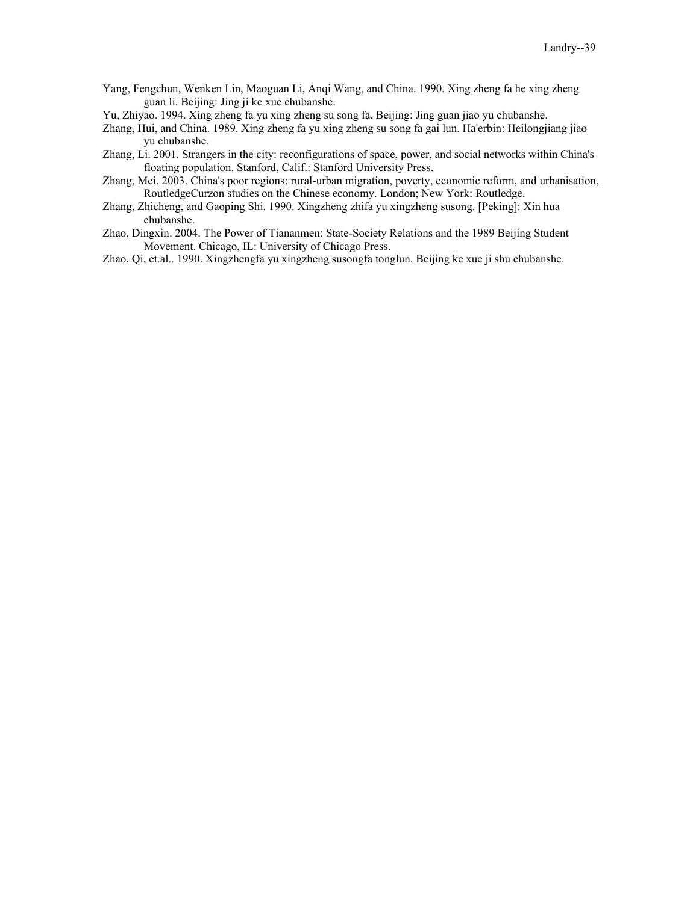Yang, Fengchun, Wenken Lin, Maoguan Li, Anqi Wang, and China. 1990. Xing zheng fa he xing zheng guan li. Beijing: Jing ji ke xue chubanshe.

Yu, Zhiyao. 1994. Xing zheng fa yu xing zheng su song fa. Beijing: Jing guan jiao yu chubanshe.

Zhang, Hui, and China. 1989. Xing zheng fa yu xing zheng su song fa gai lun. Ha'erbin: Heilongjiang jiao yu chubanshe.

Zhang, Li. 2001. Strangers in the city: reconfigurations of space, power, and social networks within China's floating population. Stanford, Calif.: Stanford University Press.

Zhang, Mei. 2003. China's poor regions: rural-urban migration, poverty, economic reform, and urbanisation, RoutledgeCurzon studies on the Chinese economy. London; New York: Routledge.

Zhang, Zhicheng, and Gaoping Shi. 1990. Xingzheng zhifa yu xingzheng susong. [Peking]: Xin hua chubanshe.

Zhao, Dingxin. 2004. The Power of Tiananmen: State-Society Relations and the 1989 Beijing Student Movement. Chicago, IL: University of Chicago Press.

Zhao, Qi, et.al.. 1990. Xingzhengfa yu xingzheng susongfa tonglun. Beijing ke xue ji shu chubanshe.